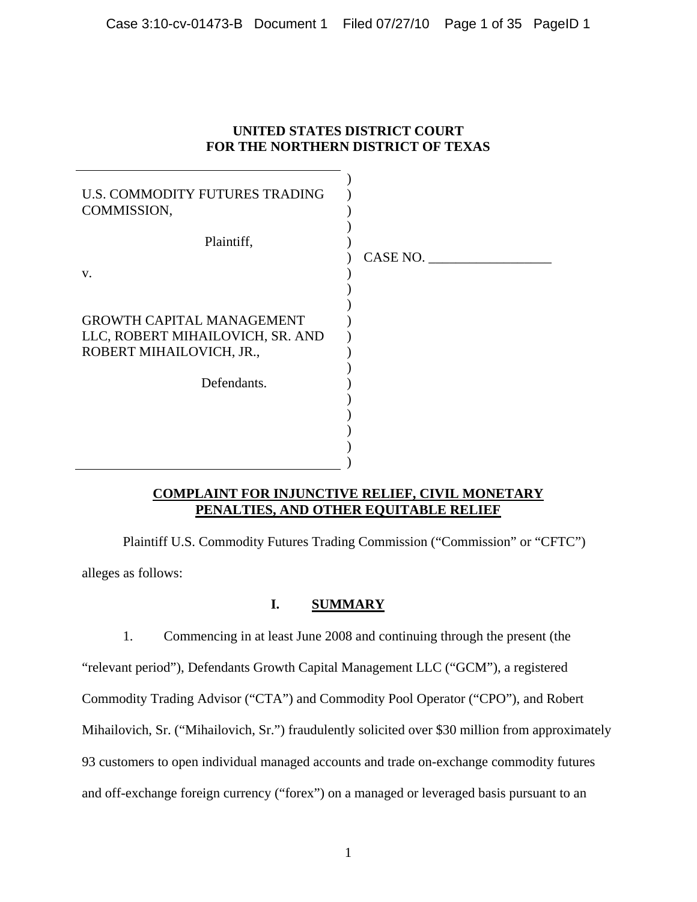**UNITED STATES DISTRICT COURT**
**FOR THE NORTHERN DISTRICT OF TEXAS**

U.S. COMMODITY FUTURES TRADING COMMISSION,

Plaintiff,

v.

GROWTH CAPITAL MANAGEMENT LLC, ROBERT MIHAILOVICH, SR. AND ROBERT MIHAILOVICH, JR.,

Defendants.

CASE NO. __________________

## COMPLAINT FOR INJUNCTIVE RELIEF, CIVIL MONETARY PENALTIES, AND OTHER EQUITABLE RELIEF

Plaintiff U.S. Commodity Futures Trading Commission ("Commission" or "CFTC") alleges as follows:

## I. SUMMARY

1. Commencing in at least June 2008 and continuing through the present (the "relevant period"), Defendants Growth Capital Management LLC ("GCM"), a registered Commodity Trading Advisor ("CTA") and Commodity Pool Operator ("CPO"), and Robert Mihailovich, Sr. ("Mihailovich, Sr.") fraudulently solicited over $30 million from approximately 93 customers to open individual managed accounts and trade on-exchange commodity futures and off-exchange foreign currency ("forex") on a managed or leveraged basis pursuant to an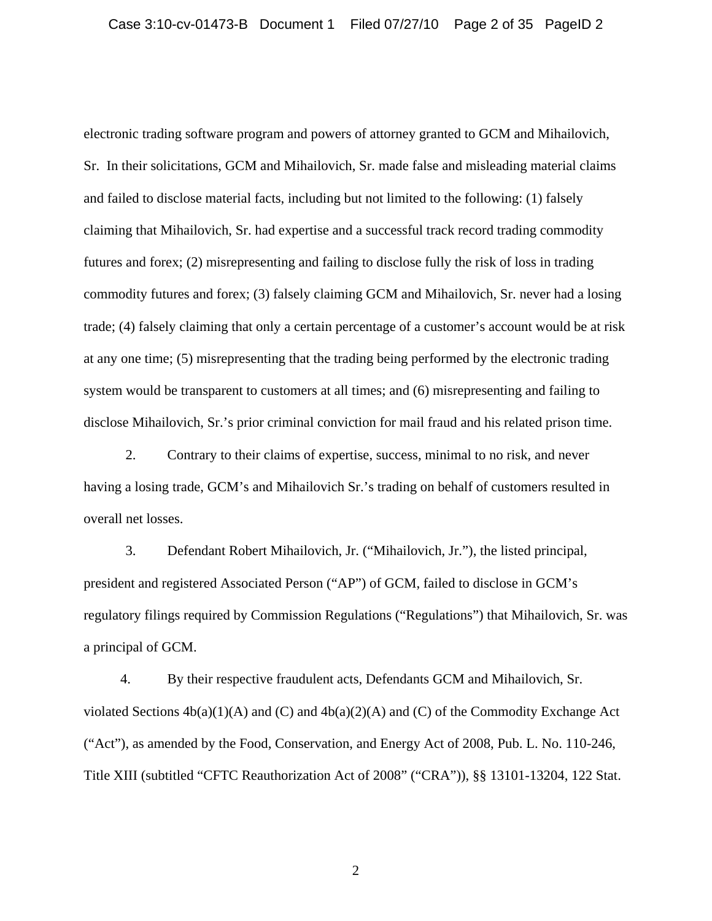electronic trading software program and powers of attorney granted to GCM and Mihailovich, Sr. In their solicitations, GCM and Mihailovich, Sr. made false and misleading material claims and failed to disclose material facts, including but not limited to the following: (1) falsely claiming that Mihailovich, Sr. had expertise and a successful track record trading commodity futures and forex; (2) misrepresenting and failing to disclose fully the risk of loss in trading commodity futures and forex; (3) falsely claiming GCM and Mihailovich, Sr. never had a losing trade; (4) falsely claiming that only a certain percentage of a customer's account would be at risk at any one time; (5) misrepresenting that the trading being performed by the electronic trading system would be transparent to customers at all times; and (6) misrepresenting and failing to disclose Mihailovich, Sr.'s prior criminal conviction for mail fraud and his related prison time.

2. Contrary to their claims of expertise, success, minimal to no risk, and never having a losing trade, GCM's and Mihailovich Sr.'s trading on behalf of customers resulted in overall net losses.

3. Defendant Robert Mihailovich, Jr. ("Mihailovich, Jr."), the listed principal, president and registered Associated Person ("AP") of GCM, failed to disclose in GCM's regulatory filings required by Commission Regulations ("Regulations") that Mihailovich, Sr. was a principal of GCM.

4. By their respective fraudulent acts, Defendants GCM and Mihailovich, Sr. violated Sections 4b(a)(1)(A) and (C) and 4b(a)(2)(A) and (C) of the Commodity Exchange Act ("Act"), as amended by the Food, Conservation, and Energy Act of 2008, Pub. L. No. 110-246, Title XIII (subtitled "CFTC Reauthorization Act of 2008" ("CRA")), §§ 13101-13204, 122 Stat.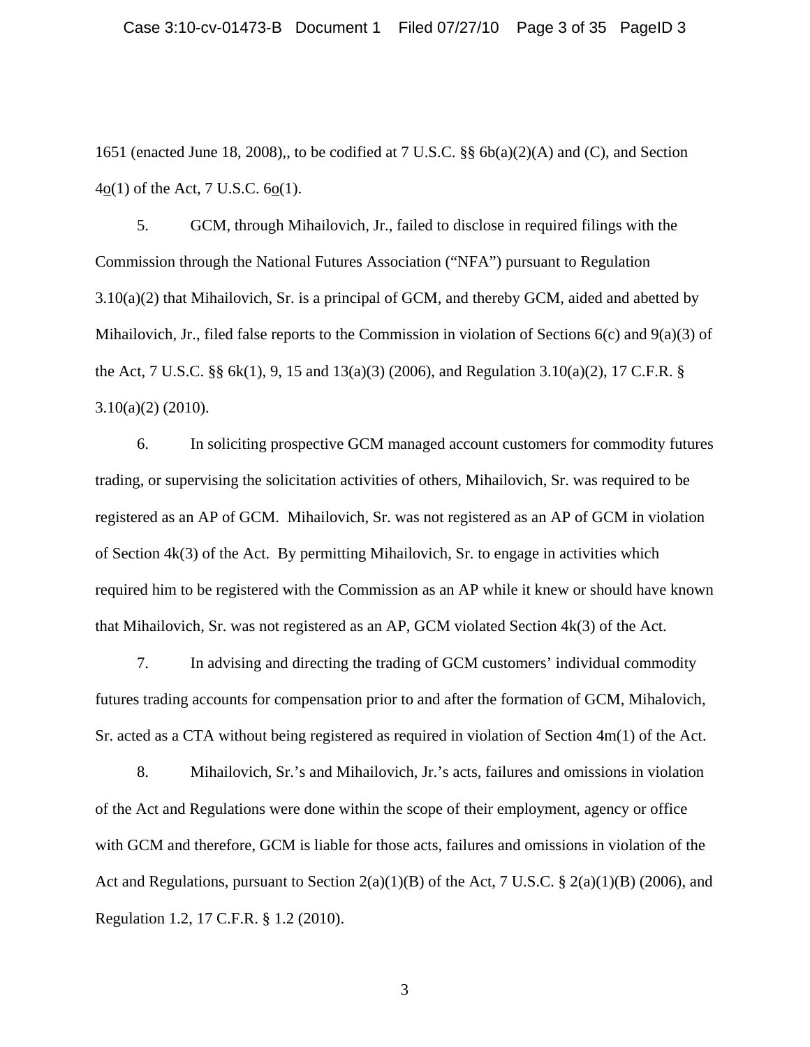1651 (enacted June 18, 2008),, to be codified at 7 U.S.C. §§ 6b(a)(2)(A) and (C), and Section 4o(1) of the Act, 7 U.S.C. 6o(1).

5. GCM, through Mihailovich, Jr., failed to disclose in required filings with the Commission through the National Futures Association ("NFA") pursuant to Regulation 3.10(a)(2) that Mihailovich, Sr. is a principal of GCM, and thereby GCM, aided and abetted by Mihailovich, Jr., filed false reports to the Commission in violation of Sections 6(c) and 9(a)(3) of the Act, 7 U.S.C. §§ 6k(1), 9, 15 and 13(a)(3) (2006), and Regulation 3.10(a)(2), 17 C.F.R. § 3.10(a)(2) (2010).

6. In soliciting prospective GCM managed account customers for commodity futures trading, or supervising the solicitation activities of others, Mihailovich, Sr. was required to be registered as an AP of GCM. Mihailovich, Sr. was not registered as an AP of GCM in violation of Section 4k(3) of the Act. By permitting Mihailovich, Sr. to engage in activities which required him to be registered with the Commission as an AP while it knew or should have known that Mihailovich, Sr. was not registered as an AP, GCM violated Section 4k(3) of the Act.

7. In advising and directing the trading of GCM customers' individual commodity futures trading accounts for compensation prior to and after the formation of GCM, Mihalovich, Sr. acted as a CTA without being registered as required in violation of Section 4m(1) of the Act.

8. Mihailovich, Sr.'s and Mihailovich, Jr.'s acts, failures and omissions in violation of the Act and Regulations were done within the scope of their employment, agency or office with GCM and therefore, GCM is liable for those acts, failures and omissions in violation of the Act and Regulations, pursuant to Section 2(a)(1)(B) of the Act, 7 U.S.C. § 2(a)(1)(B) (2006), and Regulation 1.2, 17 C.F.R. § 1.2 (2010).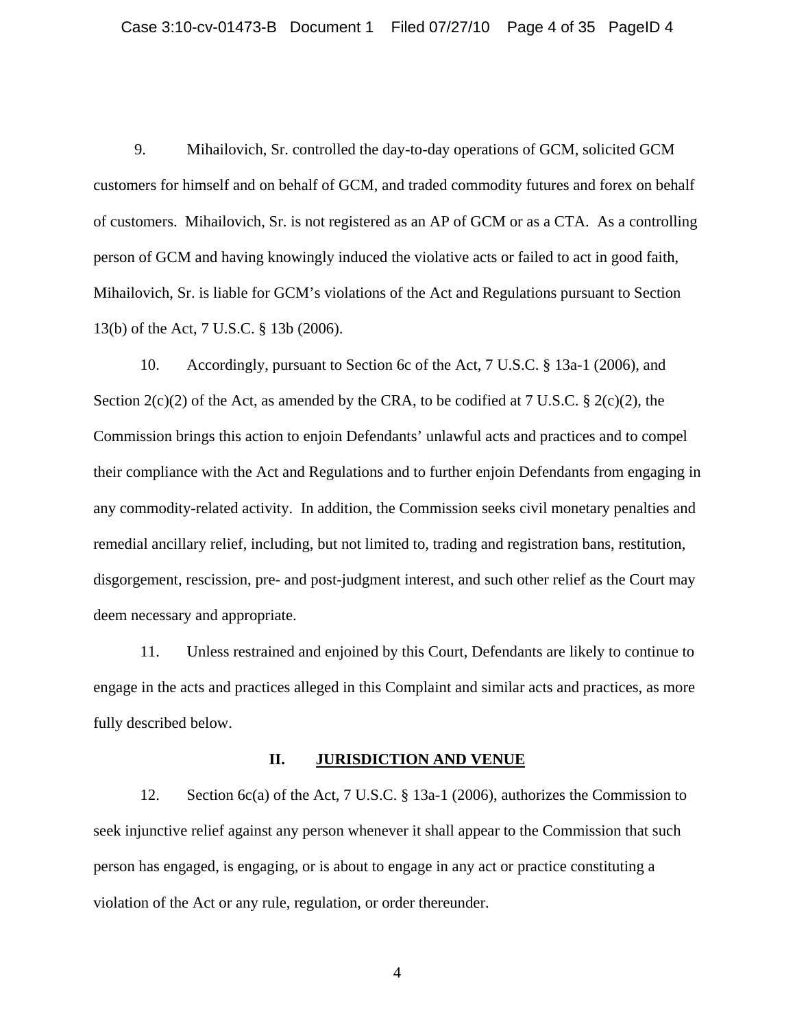9. Mihailovich, Sr. controlled the day-to-day operations of GCM, solicited GCM customers for himself and on behalf of GCM, and traded commodity futures and forex on behalf of customers. Mihailovich, Sr. is not registered as an AP of GCM or as a CTA. As a controlling person of GCM and having knowingly induced the violative acts or failed to act in good faith, Mihailovich, Sr. is liable for GCM's violations of the Act and Regulations pursuant to Section 13(b) of the Act, 7 U.S.C. § 13b (2006).

10. Accordingly, pursuant to Section 6c of the Act, 7 U.S.C. § 13a-1 (2006), and Section 2(c)(2) of the Act, as amended by the CRA, to be codified at 7 U.S.C. § 2(c)(2), the Commission brings this action to enjoin Defendants' unlawful acts and practices and to compel their compliance with the Act and Regulations and to further enjoin Defendants from engaging in any commodity-related activity. In addition, the Commission seeks civil monetary penalties and remedial ancillary relief, including, but not limited to, trading and registration bans, restitution, disgorgement, rescission, pre- and post-judgment interest, and such other relief as the Court may deem necessary and appropriate.

11. Unless restrained and enjoined by this Court, Defendants are likely to continue to engage in the acts and practices alleged in this Complaint and similar acts and practices, as more fully described below.

## II. JURISDICTION AND VENUE

12. Section 6c(a) of the Act, 7 U.S.C. § 13a-1 (2006), authorizes the Commission to seek injunctive relief against any person whenever it shall appear to the Commission that such person has engaged, is engaging, or is about to engage in any act or practice constituting a violation of the Act or any rule, regulation, or order thereunder.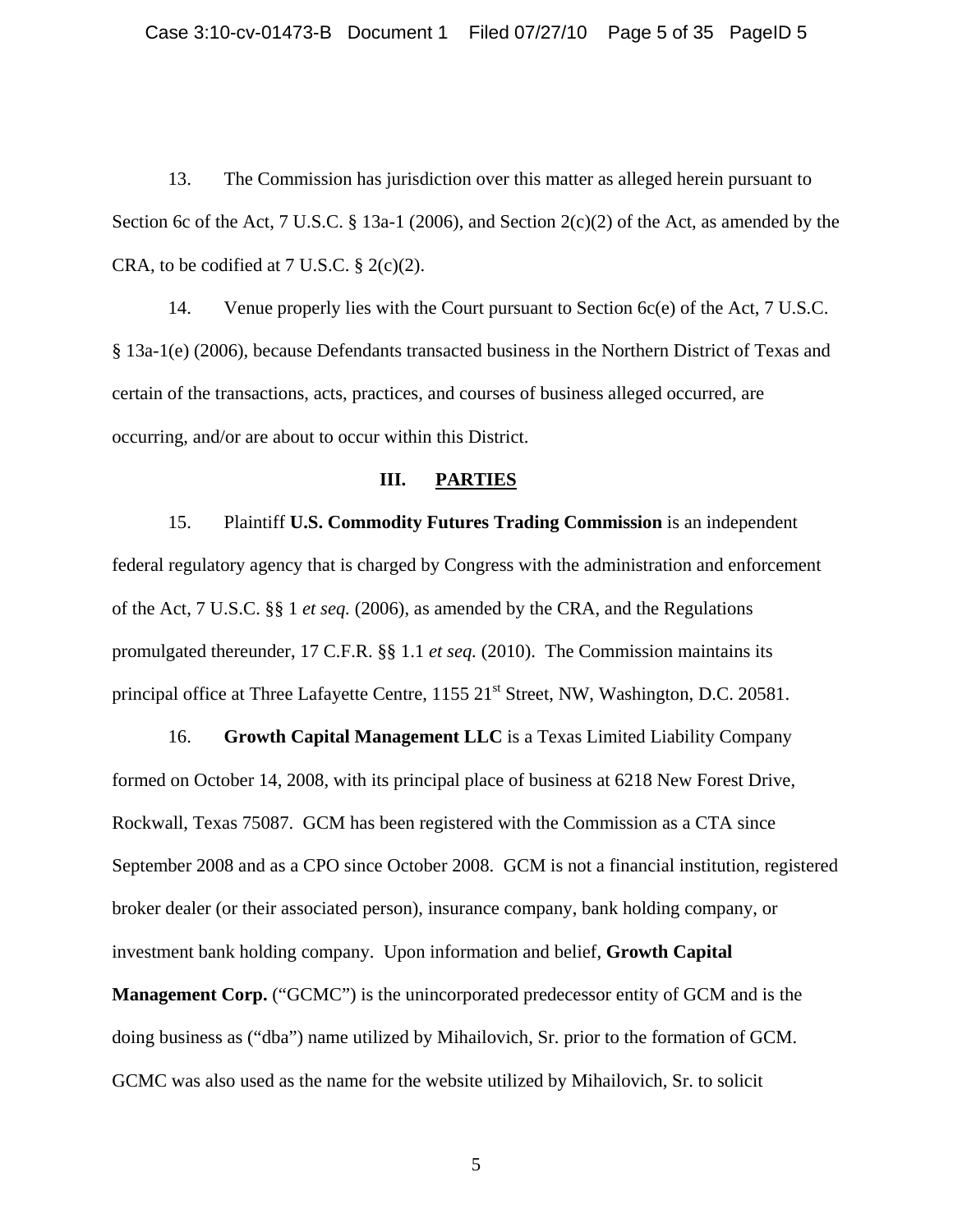13. The Commission has jurisdiction over this matter as alleged herein pursuant to Section 6c of the Act, 7 U.S.C. § 13a-1 (2006), and Section 2(c)(2) of the Act, as amended by the CRA, to be codified at 7 U.S.C. § 2(c)(2).

14. Venue properly lies with the Court pursuant to Section 6c(e) of the Act, 7 U.S.C. § 13a-1(e) (2006), because Defendants transacted business in the Northern District of Texas and certain of the transactions, acts, practices, and courses of business alleged occurred, are occurring, and/or are about to occur within this District.

## III. PARTIES

15. Plaintiff **U.S. Commodity Futures Trading Commission** is an independent federal regulatory agency that is charged by Congress with the administration and enforcement of the Act, 7 U.S.C. §§ 1 *et seq.* (2006), as amended by the CRA, and the Regulations promulgated thereunder, 17 C.F.R. §§ 1.1 *et seq.* (2010). The Commission maintains its principal office at Three Lafayette Centre, 1155 21st Street, NW, Washington, D.C. 20581.

16. **Growth Capital Management LLC** is a Texas Limited Liability Company formed on October 14, 2008, with its principal place of business at 6218 New Forest Drive, Rockwall, Texas 75087. GCM has been registered with the Commission as a CTA since September 2008 and as a CPO since October 2008. GCM is not a financial institution, registered broker dealer (or their associated person), insurance company, bank holding company, or investment bank holding company. Upon information and belief, **Growth Capital Management Corp.** ("GCMC") is the unincorporated predecessor entity of GCM and is the doing business as ("dba") name utilized by Mihailovich, Sr. prior to the formation of GCM. GCMC was also used as the name for the website utilized by Mihailovich, Sr. to solicit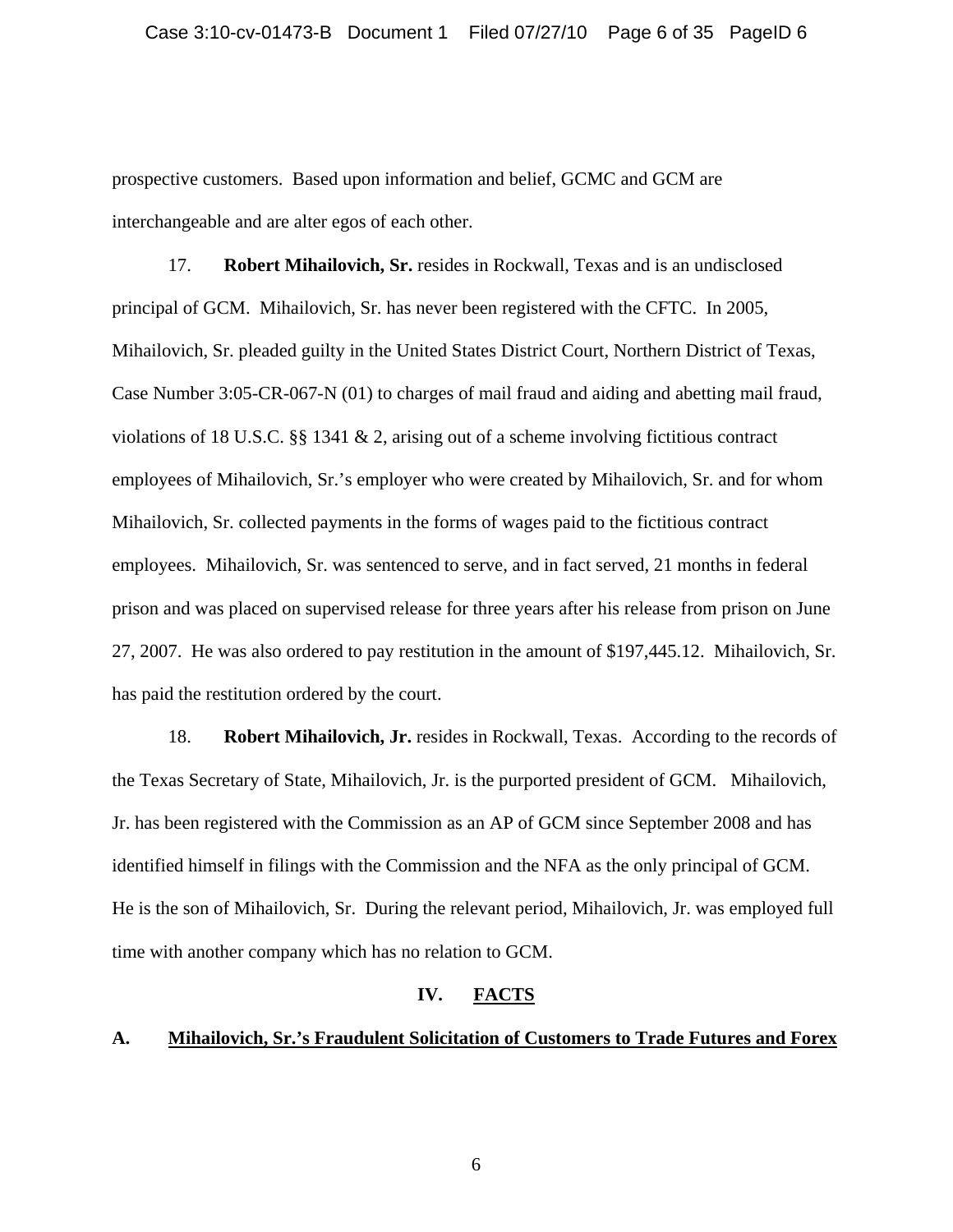prospective customers. Based upon information and belief, GCMC and GCM are interchangeable and are alter egos of each other.

17. **Robert Mihailovich, Sr.** resides in Rockwall, Texas and is an undisclosed principal of GCM. Mihailovich, Sr. has never been registered with the CFTC. In 2005, Mihailovich, Sr. pleaded guilty in the United States District Court, Northern District of Texas, Case Number 3:05-CR-067-N (01) to charges of mail fraud and aiding and abetting mail fraud, violations of 18 U.S.C. §§ 1341 & 2, arising out of a scheme involving fictitious contract employees of Mihailovich, Sr.'s employer who were created by Mihailovich, Sr. and for whom Mihailovich, Sr. collected payments in the forms of wages paid to the fictitious contract employees. Mihailovich, Sr. was sentenced to serve, and in fact served, 21 months in federal prison and was placed on supervised release for three years after his release from prison on June 27, 2007. He was also ordered to pay restitution in the amount of $197,445.12. Mihailovich, Sr. has paid the restitution ordered by the court.

18. **Robert Mihailovich, Jr.** resides in Rockwall, Texas. According to the records of the Texas Secretary of State, Mihailovich, Jr. is the purported president of GCM. Mihailovich, Jr. has been registered with the Commission as an AP of GCM since September 2008 and has identified himself in filings with the Commission and the NFA as the only principal of GCM. He is the son of Mihailovich, Sr. During the relevant period, Mihailovich, Jr. was employed full time with another company which has no relation to GCM.

## IV. FACTS

### A. Mihailovich, Sr.'s Fraudulent Solicitation of Customers to Trade Futures and Forex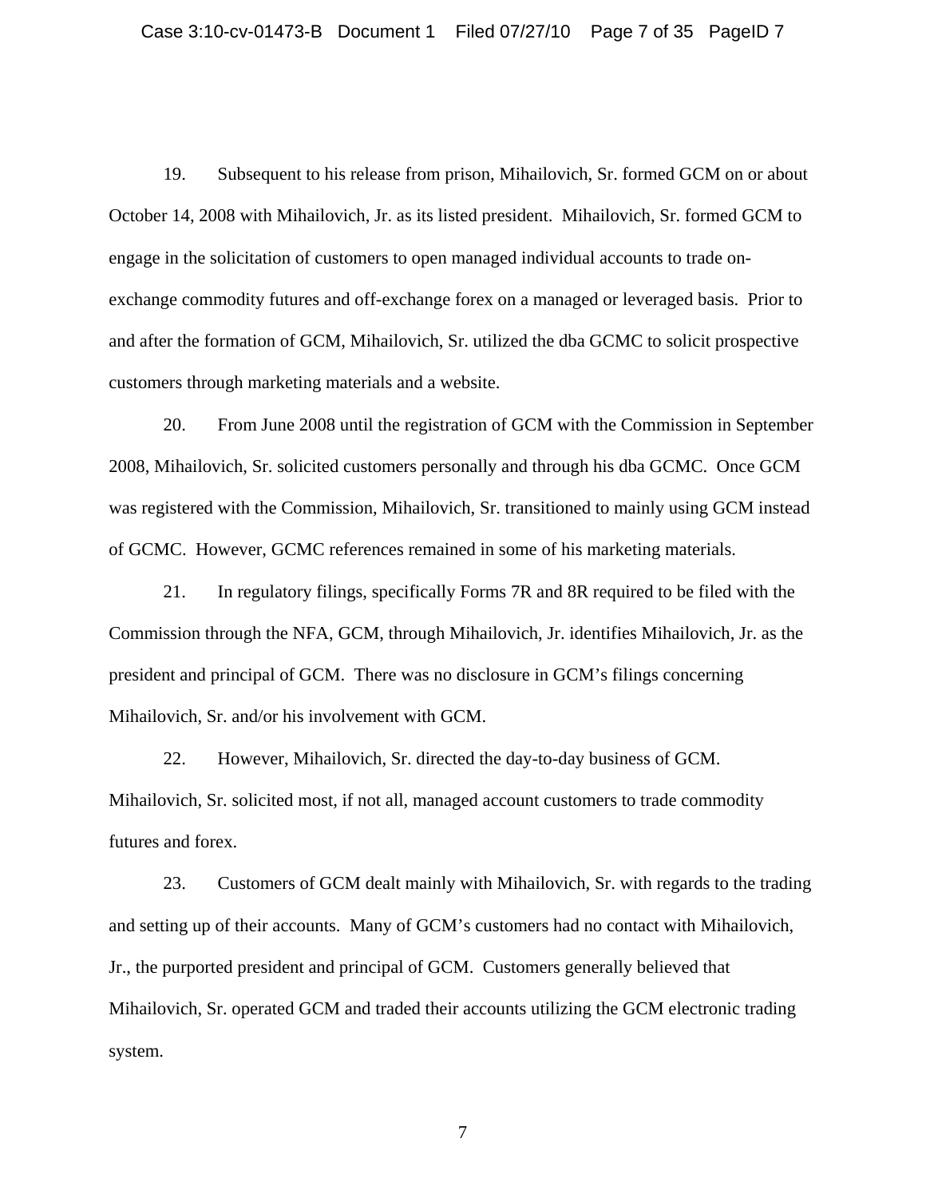19. Subsequent to his release from prison, Mihailovich, Sr. formed GCM on or about October 14, 2008 with Mihailovich, Jr. as its listed president. Mihailovich, Sr. formed GCM to engage in the solicitation of customers to open managed individual accounts to trade on-exchange commodity futures and off-exchange forex on a managed or leveraged basis. Prior to and after the formation of GCM, Mihailovich, Sr. utilized the dba GCMC to solicit prospective customers through marketing materials and a website.

20. From June 2008 until the registration of GCM with the Commission in September 2008, Mihailovich, Sr. solicited customers personally and through his dba GCMC. Once GCM was registered with the Commission, Mihailovich, Sr. transitioned to mainly using GCM instead of GCMC. However, GCMC references remained in some of his marketing materials.

21. In regulatory filings, specifically Forms 7R and 8R required to be filed with the Commission through the NFA, GCM, through Mihailovich, Jr. identifies Mihailovich, Jr. as the president and principal of GCM. There was no disclosure in GCM's filings concerning Mihailovich, Sr. and/or his involvement with GCM.

22. However, Mihailovich, Sr. directed the day-to-day business of GCM. Mihailovich, Sr. solicited most, if not all, managed account customers to trade commodity futures and forex.

23. Customers of GCM dealt mainly with Mihailovich, Sr. with regards to the trading and setting up of their accounts. Many of GCM's customers had no contact with Mihailovich, Jr., the purported president and principal of GCM. Customers generally believed that Mihailovich, Sr. operated GCM and traded their accounts utilizing the GCM electronic trading system.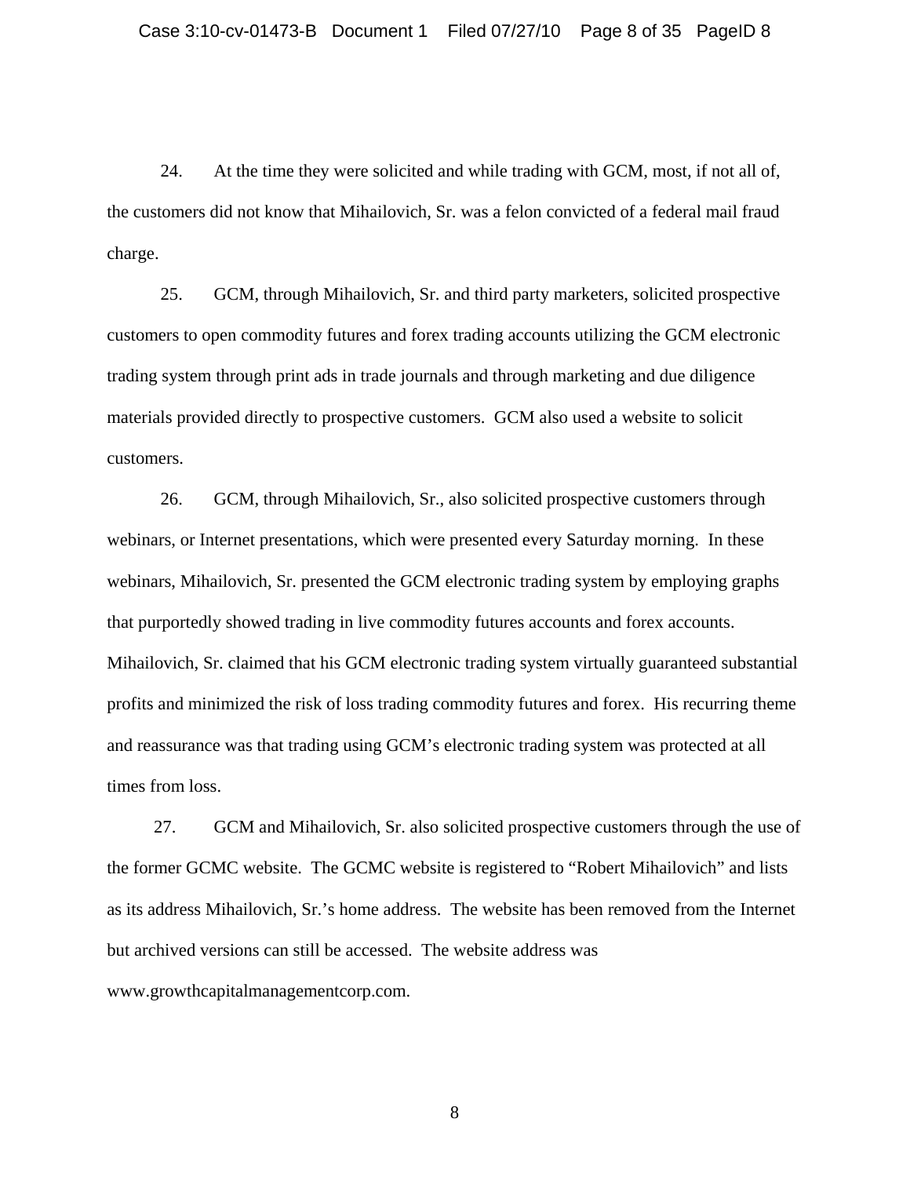24. At the time they were solicited and while trading with GCM, most, if not all of, the customers did not know that Mihailovich, Sr. was a felon convicted of a federal mail fraud charge.

25. GCM, through Mihailovich, Sr. and third party marketers, solicited prospective customers to open commodity futures and forex trading accounts utilizing the GCM electronic trading system through print ads in trade journals and through marketing and due diligence materials provided directly to prospective customers. GCM also used a website to solicit customers.

26. GCM, through Mihailovich, Sr., also solicited prospective customers through webinars, or Internet presentations, which were presented every Saturday morning. In these webinars, Mihailovich, Sr. presented the GCM electronic trading system by employing graphs that purportedly showed trading in live commodity futures accounts and forex accounts. Mihailovich, Sr. claimed that his GCM electronic trading system virtually guaranteed substantial profits and minimized the risk of loss trading commodity futures and forex. His recurring theme and reassurance was that trading using GCM's electronic trading system was protected at all times from loss.

27. GCM and Mihailovich, Sr. also solicited prospective customers through the use of the former GCMC website. The GCMC website is registered to "Robert Mihailovich" and lists as its address Mihailovich, Sr.'s home address. The website has been removed from the Internet but archived versions can still be accessed. The website address was www.growthcapitalmanagementcorp.com.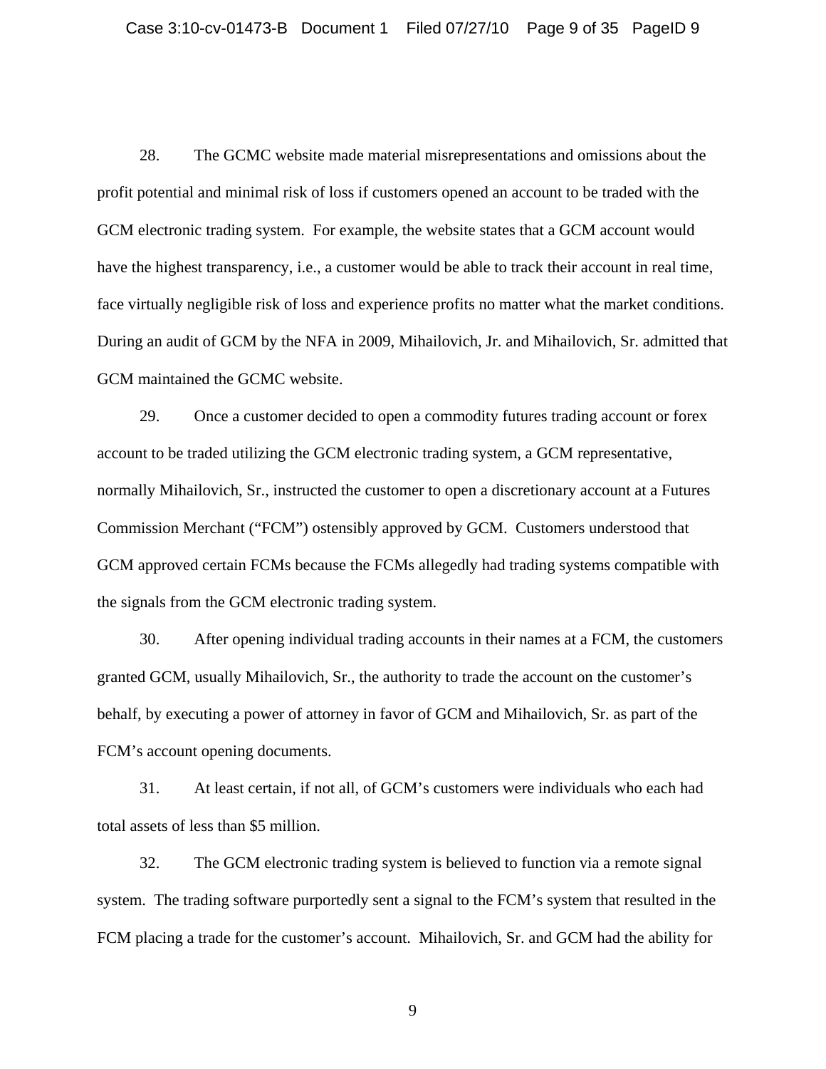28. The GCMC website made material misrepresentations and omissions about the profit potential and minimal risk of loss if customers opened an account to be traded with the GCM electronic trading system. For example, the website states that a GCM account would have the highest transparency, i.e., a customer would be able to track their account in real time, face virtually negligible risk of loss and experience profits no matter what the market conditions. During an audit of GCM by the NFA in 2009, Mihailovich, Jr. and Mihailovich, Sr. admitted that GCM maintained the GCMC website.

29. Once a customer decided to open a commodity futures trading account or forex account to be traded utilizing the GCM electronic trading system, a GCM representative, normally Mihailovich, Sr., instructed the customer to open a discretionary account at a Futures Commission Merchant ("FCM") ostensibly approved by GCM. Customers understood that GCM approved certain FCMs because the FCMs allegedly had trading systems compatible with the signals from the GCM electronic trading system.

30. After opening individual trading accounts in their names at a FCM, the customers granted GCM, usually Mihailovich, Sr., the authority to trade the account on the customer's behalf, by executing a power of attorney in favor of GCM and Mihailovich, Sr. as part of the FCM's account opening documents.

31. At least certain, if not all, of GCM's customers were individuals who each had total assets of less than $5 million.

32. The GCM electronic trading system is believed to function via a remote signal system. The trading software purportedly sent a signal to the FCM's system that resulted in the FCM placing a trade for the customer's account. Mihailovich, Sr. and GCM had the ability for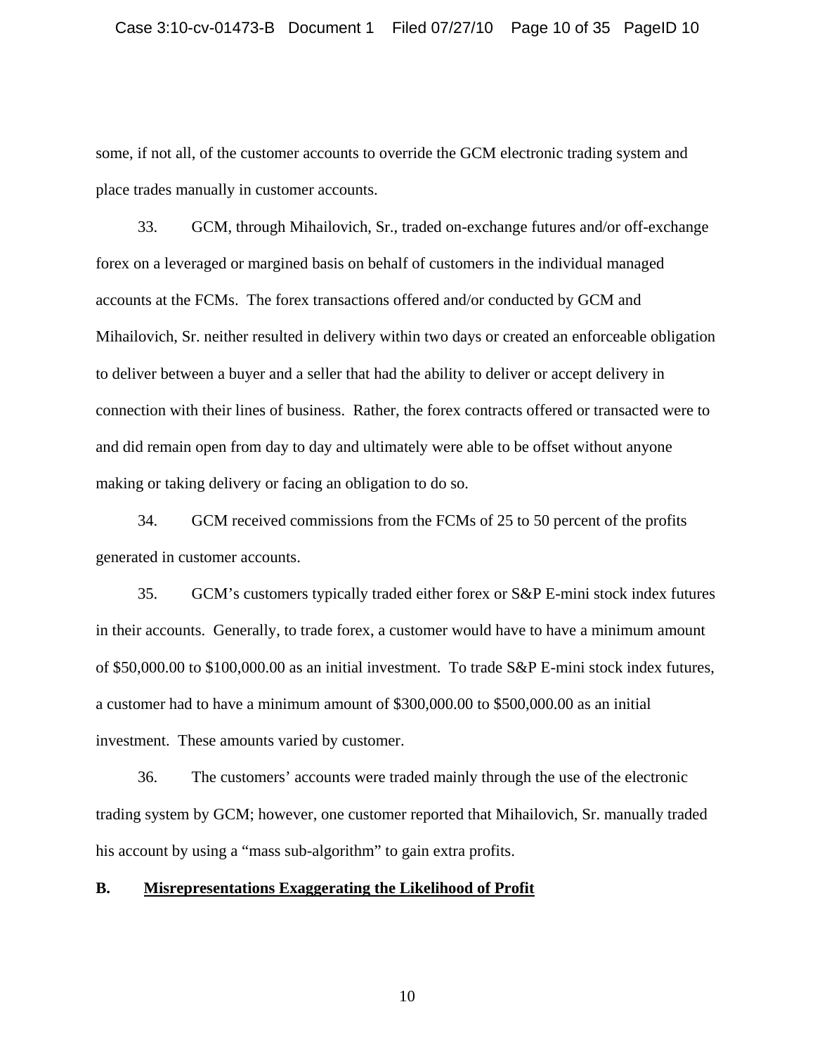some, if not all, of the customer accounts to override the GCM electronic trading system and place trades manually in customer accounts.

33. GCM, through Mihailovich, Sr., traded on-exchange futures and/or off-exchange forex on a leveraged or margined basis on behalf of customers in the individual managed accounts at the FCMs. The forex transactions offered and/or conducted by GCM and Mihailovich, Sr. neither resulted in delivery within two days or created an enforceable obligation to deliver between a buyer and a seller that had the ability to deliver or accept delivery in connection with their lines of business. Rather, the forex contracts offered or transacted were to and did remain open from day to day and ultimately were able to be offset without anyone making or taking delivery or facing an obligation to do so.

34. GCM received commissions from the FCMs of 25 to 50 percent of the profits generated in customer accounts.

35. GCM's customers typically traded either forex or S&P E-mini stock index futures in their accounts. Generally, to trade forex, a customer would have to have a minimum amount of $50,000.00 to $100,000.00 as an initial investment. To trade S&P E-mini stock index futures, a customer had to have a minimum amount of $300,000.00 to $500,000.00 as an initial investment. These amounts varied by customer.

36. The customers' accounts were traded mainly through the use of the electronic trading system by GCM; however, one customer reported that Mihailovich, Sr. manually traded his account by using a "mass sub-algorithm" to gain extra profits.

## B. Misrepresentations Exaggerating the Likelihood of Profit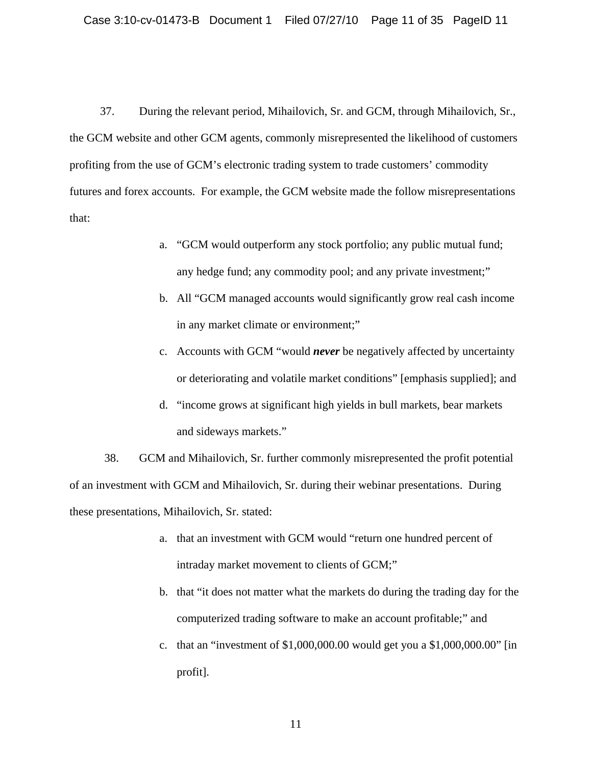37. During the relevant period, Mihailovich, Sr. and GCM, through Mihailovich, Sr., the GCM website and other GCM agents, commonly misrepresented the likelihood of customers profiting from the use of GCM's electronic trading system to trade customers' commodity futures and forex accounts. For example, the GCM website made the follow misrepresentations that:

a. "GCM would outperform any stock portfolio; any public mutual fund; any hedge fund; any commodity pool; and any private investment;"

b. All "GCM managed accounts would significantly grow real cash income in any market climate or environment;"

c. Accounts with GCM "would ***never*** be negatively affected by uncertainty or deteriorating and volatile market conditions" [emphasis supplied]; and

d. "income grows at significant high yields in bull markets, bear markets and sideways markets."

38. GCM and Mihailovich, Sr. further commonly misrepresented the profit potential of an investment with GCM and Mihailovich, Sr. during their webinar presentations. During these presentations, Mihailovich, Sr. stated:

a. that an investment with GCM would "return one hundred percent of intraday market movement to clients of GCM;"

b. that "it does not matter what the markets do during the trading day for the computerized trading software to make an account profitable;" and

c. that an "investment of $1,000,000.00 would get you a $1,000,000.00" [in profit].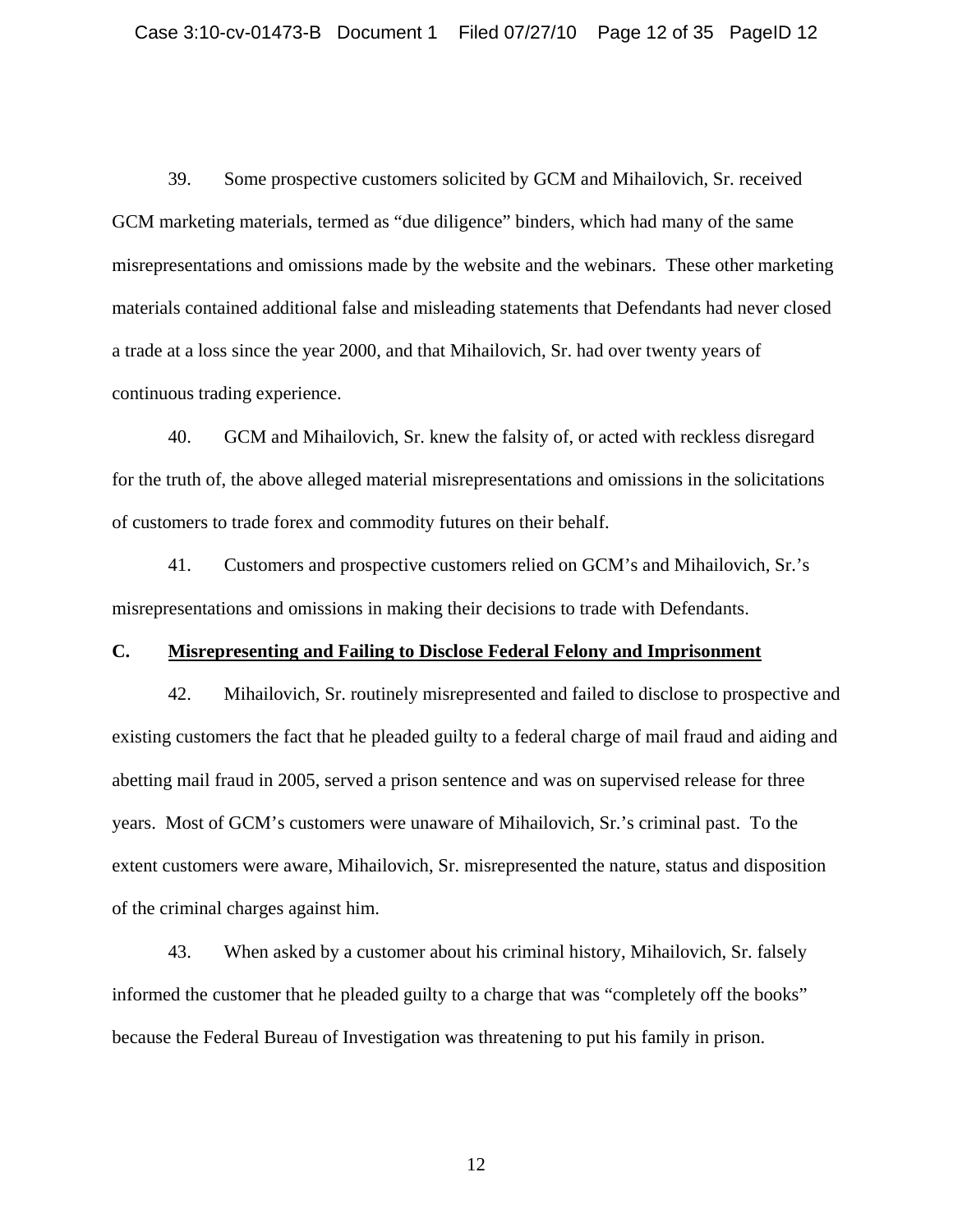39. Some prospective customers solicited by GCM and Mihailovich, Sr. received GCM marketing materials, termed as "due diligence" binders, which had many of the same misrepresentations and omissions made by the website and the webinars. These other marketing materials contained additional false and misleading statements that Defendants had never closed a trade at a loss since the year 2000, and that Mihailovich, Sr. had over twenty years of continuous trading experience.

40. GCM and Mihailovich, Sr. knew the falsity of, or acted with reckless disregard for the truth of, the above alleged material misrepresentations and omissions in the solicitations of customers to trade forex and commodity futures on their behalf.

41. Customers and prospective customers relied on GCM's and Mihailovich, Sr.'s misrepresentations and omissions in making their decisions to trade with Defendants.

**C. <u>Misrepresenting and Failing to Disclose Federal Felony and Imprisonment</u>**

42. Mihailovich, Sr. routinely misrepresented and failed to disclose to prospective and existing customers the fact that he pleaded guilty to a federal charge of mail fraud and aiding and abetting mail fraud in 2005, served a prison sentence and was on supervised release for three years. Most of GCM's customers were unaware of Mihailovich, Sr.'s criminal past. To the extent customers were aware, Mihailovich, Sr. misrepresented the nature, status and disposition of the criminal charges against him.

43. When asked by a customer about his criminal history, Mihailovich, Sr. falsely informed the customer that he pleaded guilty to a charge that was "completely off the books" because the Federal Bureau of Investigation was threatening to put his family in prison.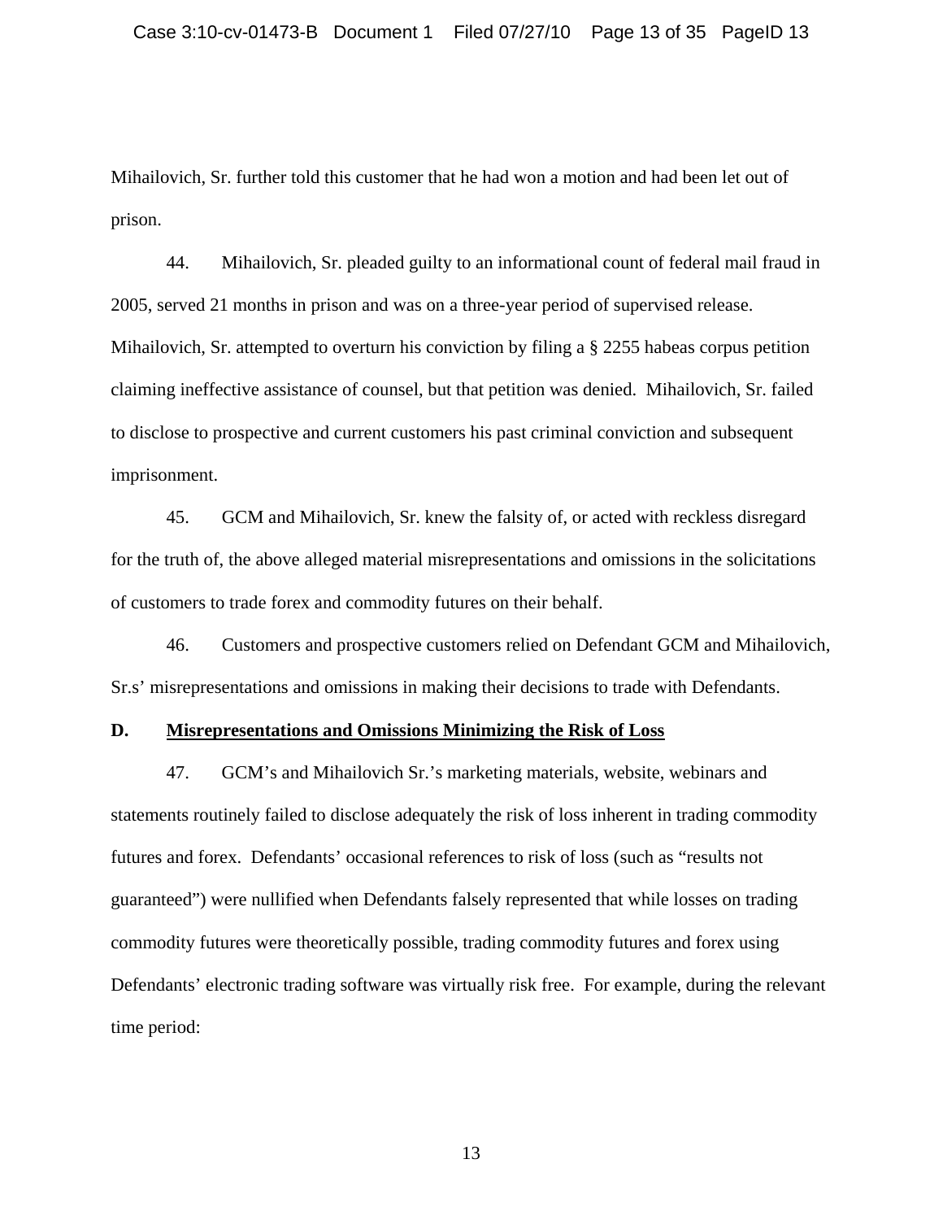Mihailovich, Sr. further told this customer that he had won a motion and had been let out of prison.

44. Mihailovich, Sr. pleaded guilty to an informational count of federal mail fraud in 2005, served 21 months in prison and was on a three-year period of supervised release. Mihailovich, Sr. attempted to overturn his conviction by filing a § 2255 habeas corpus petition claiming ineffective assistance of counsel, but that petition was denied. Mihailovich, Sr. failed to disclose to prospective and current customers his past criminal conviction and subsequent imprisonment.

45. GCM and Mihailovich, Sr. knew the falsity of, or acted with reckless disregard for the truth of, the above alleged material misrepresentations and omissions in the solicitations of customers to trade forex and commodity futures on their behalf.

46. Customers and prospective customers relied on Defendant GCM and Mihailovich, Sr.s' misrepresentations and omissions in making their decisions to trade with Defendants.

**D. Misrepresentations and Omissions Minimizing the Risk of Loss**

47. GCM's and Mihailovich Sr.'s marketing materials, website, webinars and statements routinely failed to disclose adequately the risk of loss inherent in trading commodity futures and forex. Defendants' occasional references to risk of loss (such as "results not guaranteed") were nullified when Defendants falsely represented that while losses on trading commodity futures were theoretically possible, trading commodity futures and forex using Defendants' electronic trading software was virtually risk free. For example, during the relevant time period: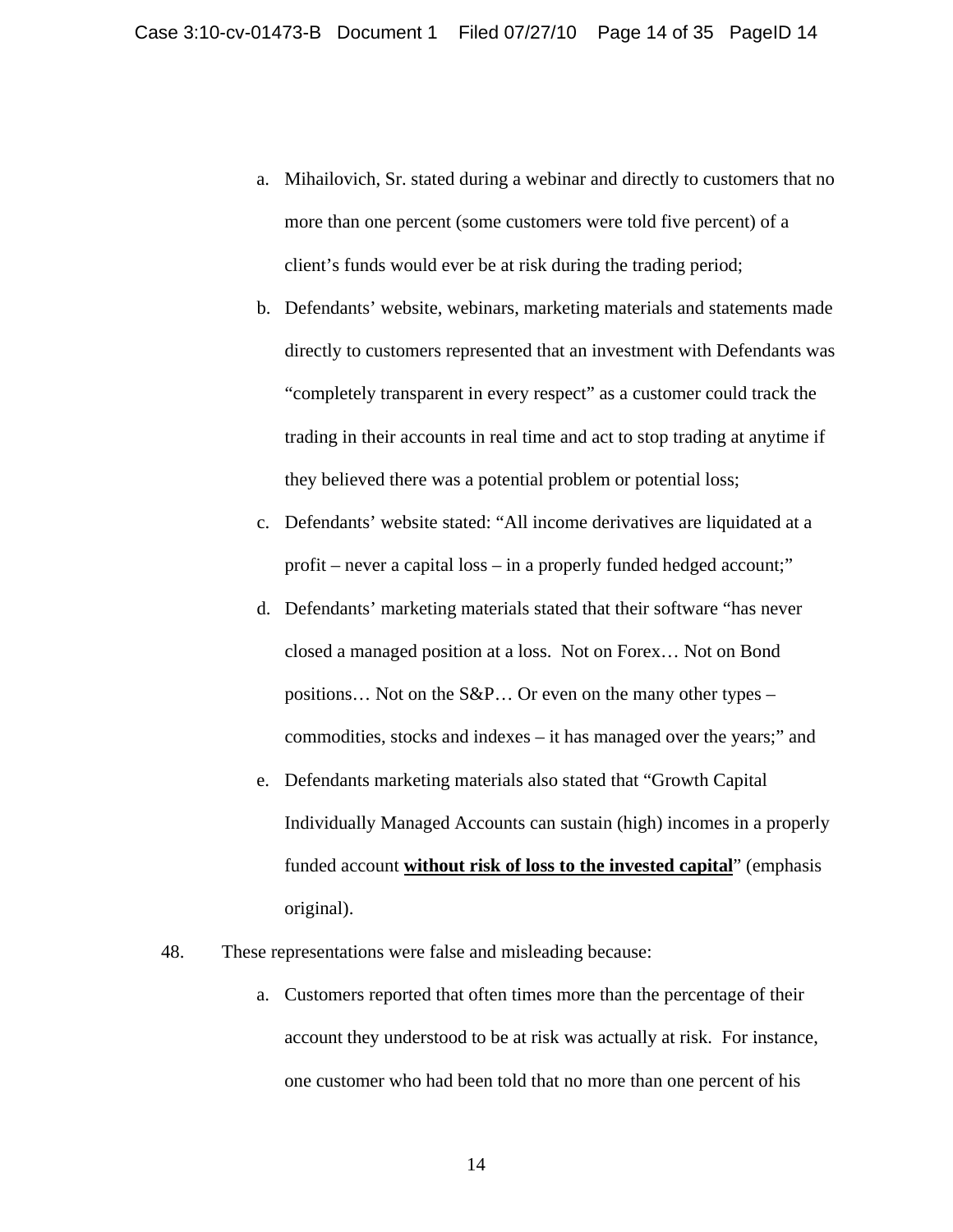a. Mihailovich, Sr. stated during a webinar and directly to customers that no more than one percent (some customers were told five percent) of a client's funds would ever be at risk during the trading period;

b. Defendants' website, webinars, marketing materials and statements made directly to customers represented that an investment with Defendants was "completely transparent in every respect" as a customer could track the trading in their accounts in real time and act to stop trading at anytime if they believed there was a potential problem or potential loss;

c. Defendants' website stated: "All income derivatives are liquidated at a profit – never a capital loss – in a properly funded hedged account;"

d. Defendants' marketing materials stated that their software "has never closed a managed position at a loss. Not on Forex… Not on Bond positions… Not on the S&P… Or even on the many other types – commodities, stocks and indexes – it has managed over the years;" and

e. Defendants marketing materials also stated that "Growth Capital Individually Managed Accounts can sustain (high) incomes in a properly funded account **<u>without risk of loss to the invested capital</u>**" (emphasis original).

48. These representations were false and misleading because:

a. Customers reported that often times more than the percentage of their account they understood to be at risk was actually at risk. For instance, one customer who had been told that no more than one percent of his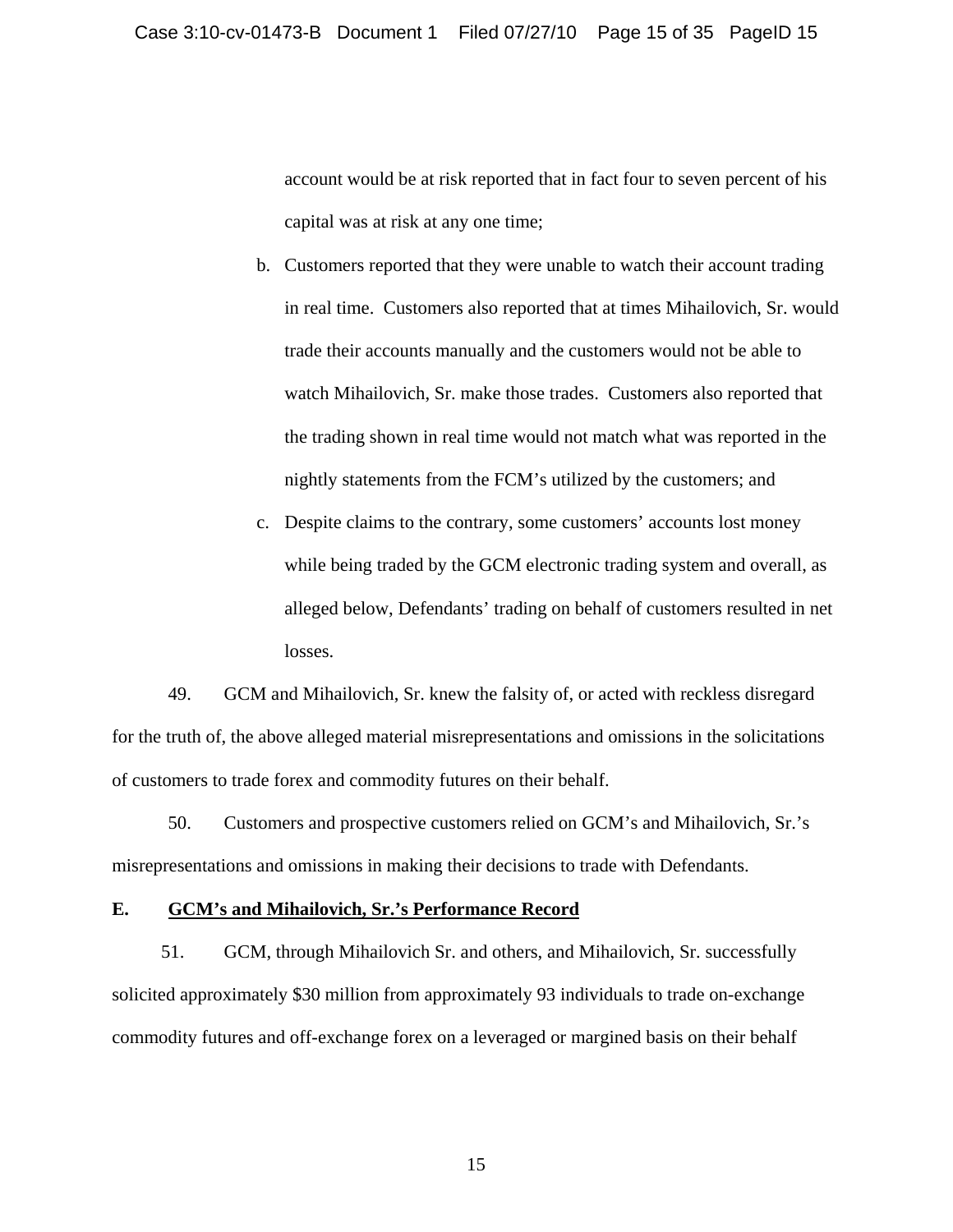account would be at risk reported that in fact four to seven percent of his capital was at risk at any one time;

b. Customers reported that they were unable to watch their account trading in real time. Customers also reported that at times Mihailovich, Sr. would trade their accounts manually and the customers would not be able to watch Mihailovich, Sr. make those trades. Customers also reported that the trading shown in real time would not match what was reported in the nightly statements from the FCM's utilized by the customers; and

c. Despite claims to the contrary, some customers' accounts lost money while being traded by the GCM electronic trading system and overall, as alleged below, Defendants' trading on behalf of customers resulted in net losses.

49. GCM and Mihailovich, Sr. knew the falsity of, or acted with reckless disregard for the truth of, the above alleged material misrepresentations and omissions in the solicitations of customers to trade forex and commodity futures on their behalf.

50. Customers and prospective customers relied on GCM's and Mihailovich, Sr.'s misrepresentations and omissions in making their decisions to trade with Defendants.

**E. GCM's and Mihailovich, Sr.'s Performance Record**

51. GCM, through Mihailovich Sr. and others, and Mihailovich, Sr. successfully solicited approximately $30 million from approximately 93 individuals to trade on-exchange commodity futures and off-exchange forex on a leveraged or margined basis on their behalf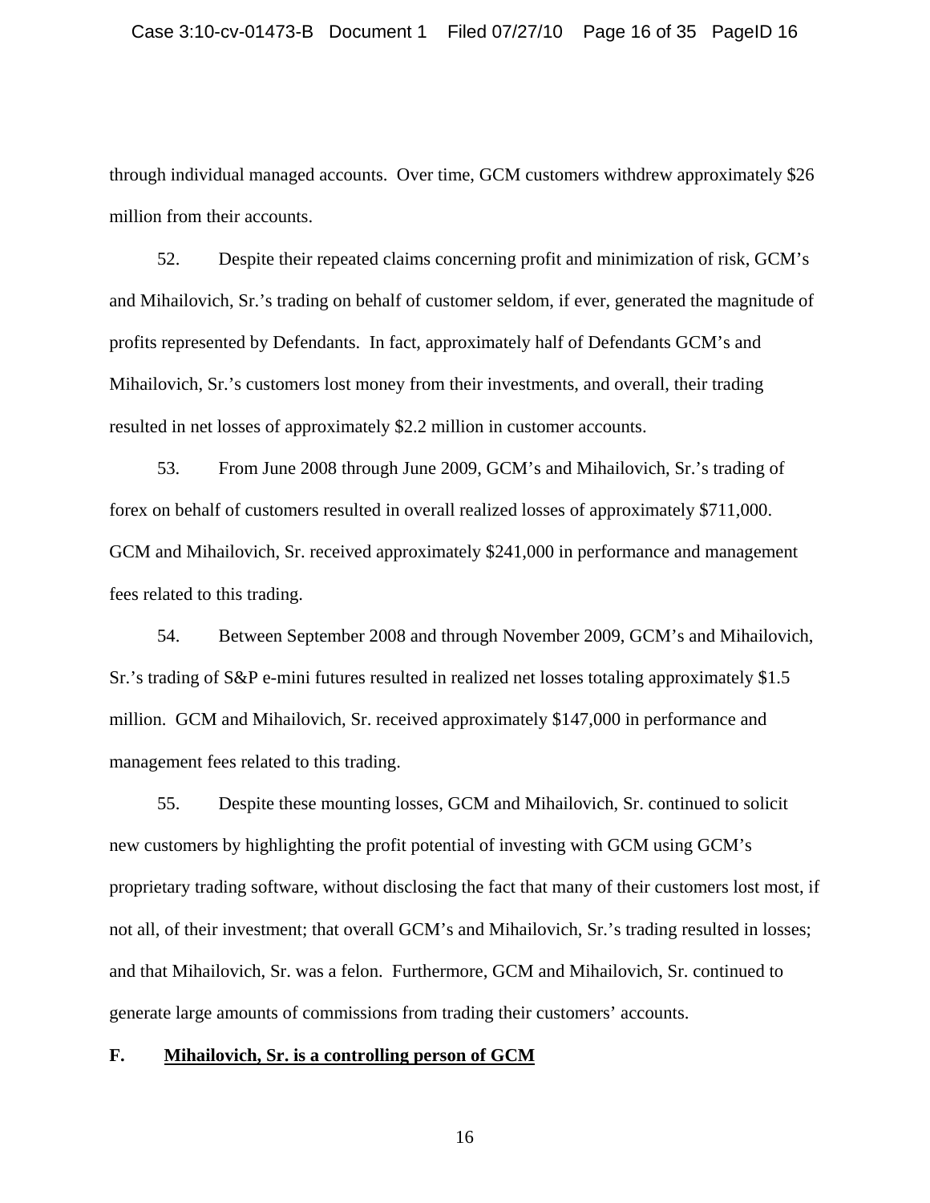through individual managed accounts. Over time, GCM customers withdrew approximately $26 million from their accounts.

52. Despite their repeated claims concerning profit and minimization of risk, GCM's and Mihailovich, Sr.'s trading on behalf of customer seldom, if ever, generated the magnitude of profits represented by Defendants. In fact, approximately half of Defendants GCM's and Mihailovich, Sr.'s customers lost money from their investments, and overall, their trading resulted in net losses of approximately $2.2 million in customer accounts.

53. From June 2008 through June 2009, GCM's and Mihailovich, Sr.'s trading of forex on behalf of customers resulted in overall realized losses of approximately $711,000. GCM and Mihailovich, Sr. received approximately $241,000 in performance and management fees related to this trading.

54. Between September 2008 and through November 2009, GCM's and Mihailovich, Sr.'s trading of S&P e-mini futures resulted in realized net losses totaling approximately $1.5 million. GCM and Mihailovich, Sr. received approximately $147,000 in performance and management fees related to this trading.

55. Despite these mounting losses, GCM and Mihailovich, Sr. continued to solicit new customers by highlighting the profit potential of investing with GCM using GCM's proprietary trading software, without disclosing the fact that many of their customers lost most, if not all, of their investment; that overall GCM's and Mihailovich, Sr.'s trading resulted in losses; and that Mihailovich, Sr. was a felon. Furthermore, GCM and Mihailovich, Sr. continued to generate large amounts of commissions from trading their customers' accounts.

**F. <u>Mihailovich, Sr. is a controlling person of GCM</u>**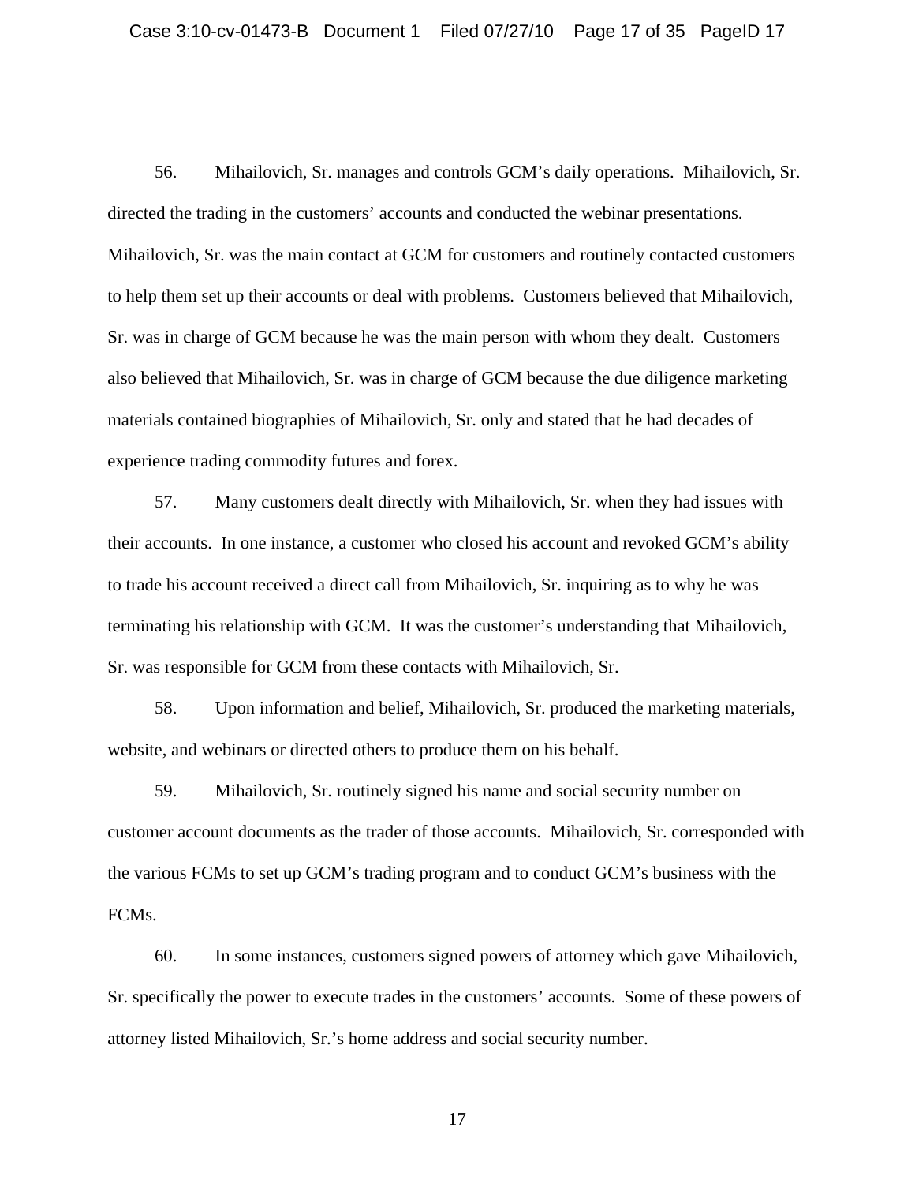56. Mihailovich, Sr. manages and controls GCM's daily operations. Mihailovich, Sr. directed the trading in the customers' accounts and conducted the webinar presentations. Mihailovich, Sr. was the main contact at GCM for customers and routinely contacted customers to help them set up their accounts or deal with problems. Customers believed that Mihailovich, Sr. was in charge of GCM because he was the main person with whom they dealt. Customers also believed that Mihailovich, Sr. was in charge of GCM because the due diligence marketing materials contained biographies of Mihailovich, Sr. only and stated that he had decades of experience trading commodity futures and forex.

57. Many customers dealt directly with Mihailovich, Sr. when they had issues with their accounts. In one instance, a customer who closed his account and revoked GCM's ability to trade his account received a direct call from Mihailovich, Sr. inquiring as to why he was terminating his relationship with GCM. It was the customer's understanding that Mihailovich, Sr. was responsible for GCM from these contacts with Mihailovich, Sr.

58. Upon information and belief, Mihailovich, Sr. produced the marketing materials, website, and webinars or directed others to produce them on his behalf.

59. Mihailovich, Sr. routinely signed his name and social security number on customer account documents as the trader of those accounts. Mihailovich, Sr. corresponded with the various FCMs to set up GCM's trading program and to conduct GCM's business with the FCMs.

60. In some instances, customers signed powers of attorney which gave Mihailovich, Sr. specifically the power to execute trades in the customers' accounts. Some of these powers of attorney listed Mihailovich, Sr.'s home address and social security number.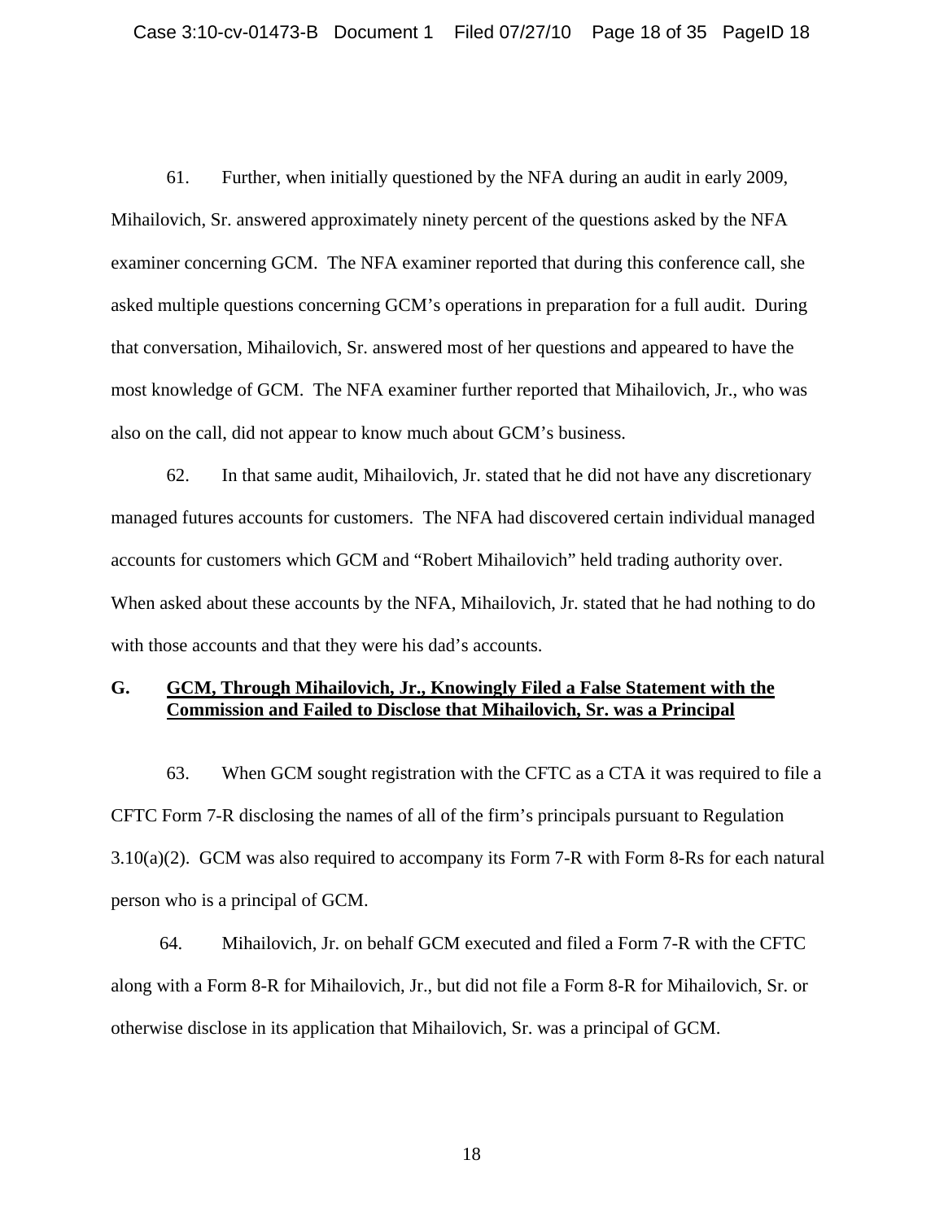61. Further, when initially questioned by the NFA during an audit in early 2009, Mihailovich, Sr. answered approximately ninety percent of the questions asked by the NFA examiner concerning GCM. The NFA examiner reported that during this conference call, she asked multiple questions concerning GCM's operations in preparation for a full audit. During that conversation, Mihailovich, Sr. answered most of her questions and appeared to have the most knowledge of GCM. The NFA examiner further reported that Mihailovich, Jr., who was also on the call, did not appear to know much about GCM's business.

62. In that same audit, Mihailovich, Jr. stated that he did not have any discretionary managed futures accounts for customers. The NFA had discovered certain individual managed accounts for customers which GCM and "Robert Mihailovich" held trading authority over. When asked about these accounts by the NFA, Mihailovich, Jr. stated that he had nothing to do with those accounts and that they were his dad's accounts.

### G. <u>GCM, Through Mihailovich, Jr., Knowingly Filed a False Statement with the Commission and Failed to Disclose that Mihailovich, Sr. was a Principal</u>

63. When GCM sought registration with the CFTC as a CTA it was required to file a CFTC Form 7-R disclosing the names of all of the firm's principals pursuant to Regulation 3.10(a)(2). GCM was also required to accompany its Form 7-R with Form 8-Rs for each natural person who is a principal of GCM.

64. Mihailovich, Jr. on behalf GCM executed and filed a Form 7-R with the CFTC along with a Form 8-R for Mihailovich, Jr., but did not file a Form 8-R for Mihailovich, Sr. or otherwise disclose in its application that Mihailovich, Sr. was a principal of GCM.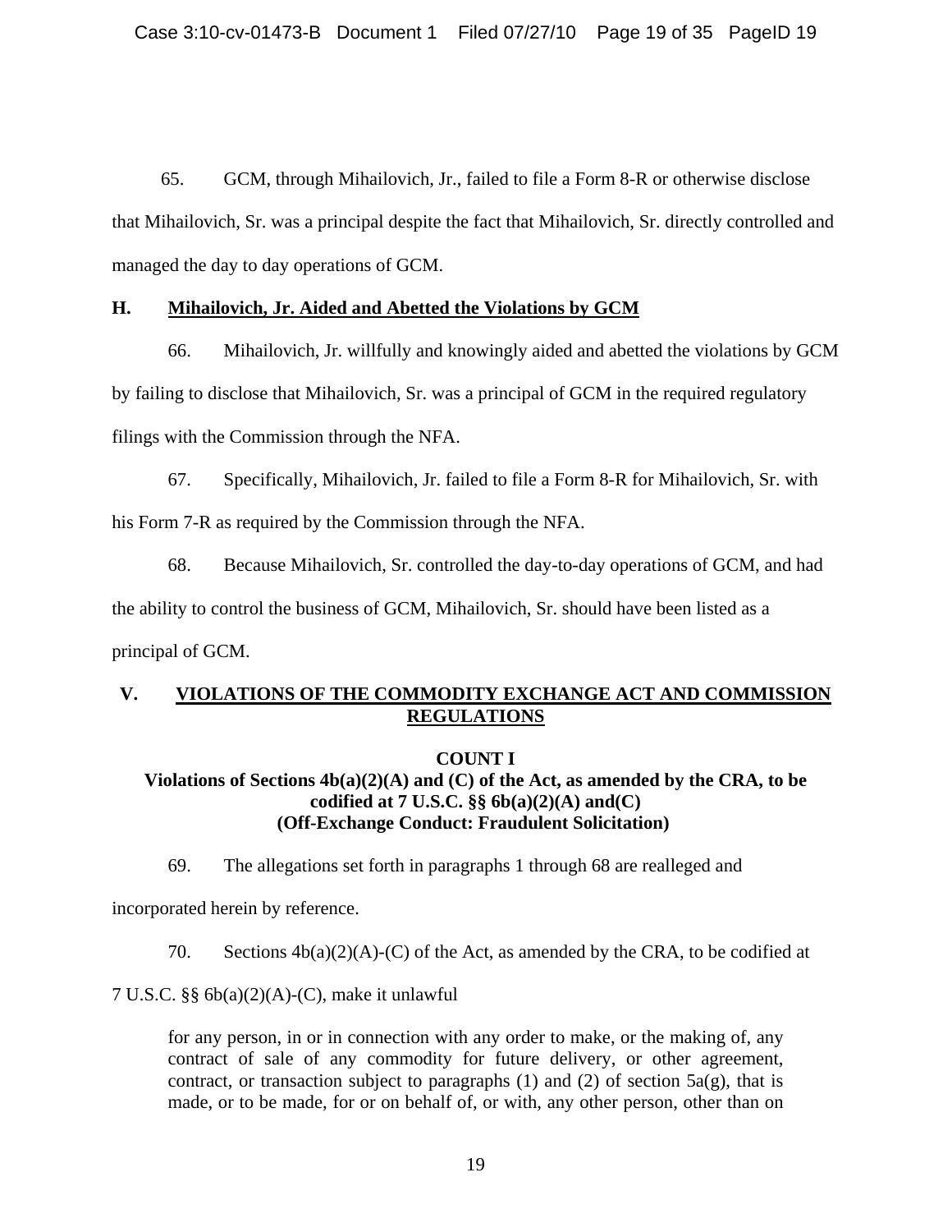65. GCM, through Mihailovich, Jr., failed to file a Form 8-R or otherwise disclose that Mihailovich, Sr. was a principal despite the fact that Mihailovich, Sr. directly controlled and managed the day to day operations of GCM.

### H. Mihailovich, Jr. Aided and Abetted the Violations by GCM

66. Mihailovich, Jr. willfully and knowingly aided and abetted the violations by GCM by failing to disclose that Mihailovich, Sr. was a principal of GCM in the required regulatory filings with the Commission through the NFA.

67. Specifically, Mihailovich, Jr. failed to file a Form 8-R for Mihailovich, Sr. with his Form 7-R as required by the Commission through the NFA.

68. Because Mihailovich, Sr. controlled the day-to-day operations of GCM, and had the ability to control the business of GCM, Mihailovich, Sr. should have been listed as a principal of GCM.

## V. VIOLATIONS OF THE COMMODITY EXCHANGE ACT AND COMMISSION REGULATIONS

### COUNT I
### Violations of Sections 4b(a)(2)(A) and (C) of the Act, as amended by the CRA, to be codified at 7 U.S.C. §§ 6b(a)(2)(A) and(C) (Off-Exchange Conduct: Fraudulent Solicitation)

69. The allegations set forth in paragraphs 1 through 68 are realleged and incorporated herein by reference.

70. Sections 4b(a)(2)(A)-(C) of the Act, as amended by the CRA, to be codified at 7 U.S.C. §§ 6b(a)(2)(A)-(C), make it unlawful

> for any person, in or in connection with any order to make, or the making of, any contract of sale of any commodity for future delivery, or other agreement, contract, or transaction subject to paragraphs (1) and (2) of section 5a(g), that is made, or to be made, for or on behalf of, or with, any other person, other than on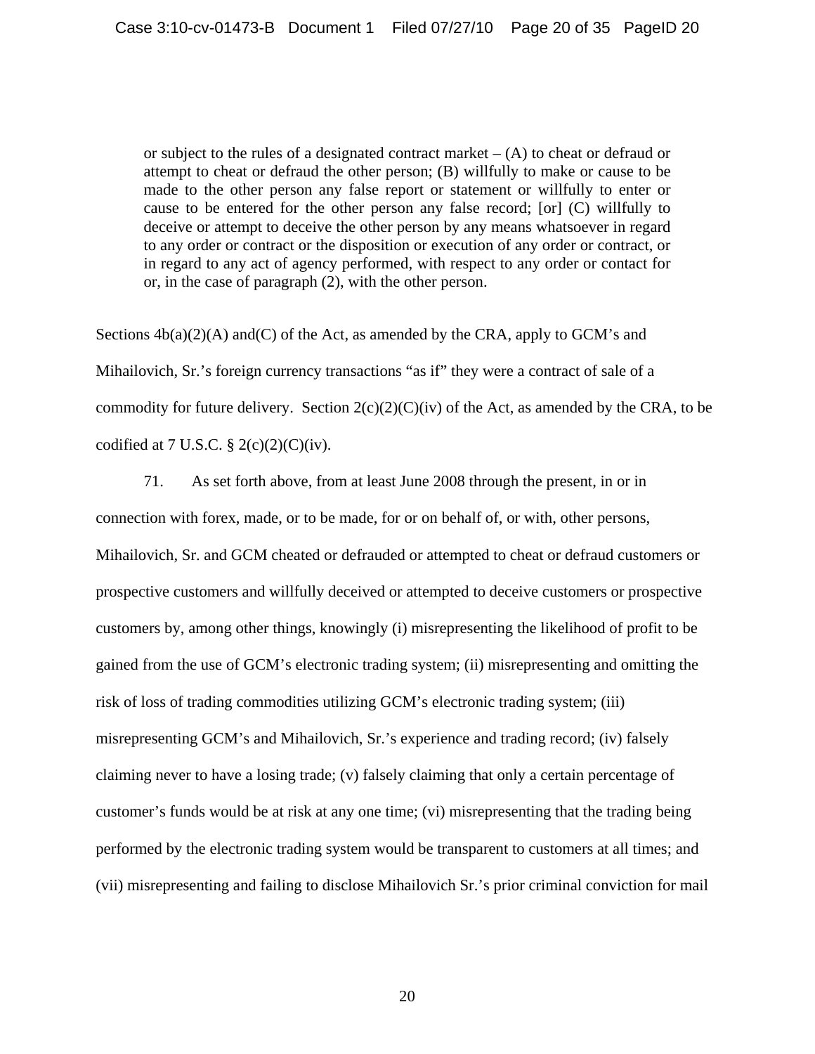> or subject to the rules of a designated contract market – (A) to cheat or defraud or attempt to cheat or defraud the other person; (B) willfully to make or cause to be made to the other person any false report or statement or willfully to enter or cause to be entered for the other person any false record; [or] (C) willfully to deceive or attempt to deceive the other person by any means whatsoever in regard to any order or contract or the disposition or execution of any order or contract, or in regard to any act of agency performed, with respect to any order or contact for or, in the case of paragraph (2), with the other person.

Sections 4b(a)(2)(A) and(C) of the Act, as amended by the CRA, apply to GCM's and Mihailovich, Sr.'s foreign currency transactions "as if" they were a contract of sale of a commodity for future delivery. Section 2(c)(2)(C)(iv) of the Act, as amended by the CRA, to be codified at 7 U.S.C. § 2(c)(2)(C)(iv).

71. As set forth above, from at least June 2008 through the present, in or in connection with forex, made, or to be made, for or on behalf of, or with, other persons, Mihailovich, Sr. and GCM cheated or defrauded or attempted to cheat or defraud customers or prospective customers and willfully deceived or attempted to deceive customers or prospective customers by, among other things, knowingly (i) misrepresenting the likelihood of profit to be gained from the use of GCM's electronic trading system; (ii) misrepresenting and omitting the risk of loss of trading commodities utilizing GCM's electronic trading system; (iii) misrepresenting GCM's and Mihailovich, Sr.'s experience and trading record; (iv) falsely claiming never to have a losing trade; (v) falsely claiming that only a certain percentage of customer's funds would be at risk at any one time; (vi) misrepresenting that the trading being performed by the electronic trading system would be transparent to customers at all times; and (vii) misrepresenting and failing to disclose Mihailovich Sr.'s prior criminal conviction for mail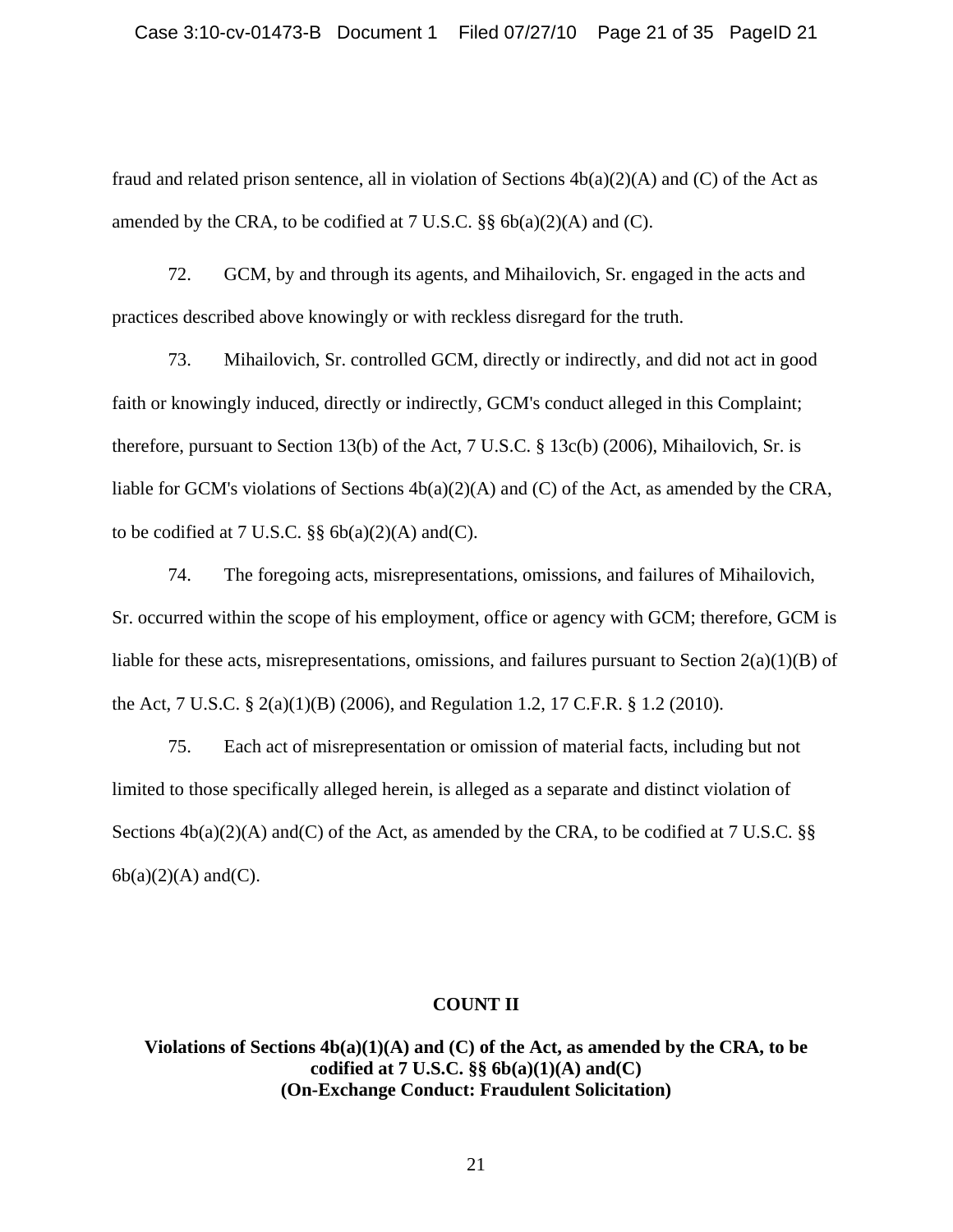fraud and related prison sentence, all in violation of Sections 4b(a)(2)(A) and (C) of the Act as amended by the CRA, to be codified at 7 U.S.C. §§ 6b(a)(2)(A) and (C).

72. GCM, by and through its agents, and Mihailovich, Sr. engaged in the acts and practices described above knowingly or with reckless disregard for the truth.

73. Mihailovich, Sr. controlled GCM, directly or indirectly, and did not act in good faith or knowingly induced, directly or indirectly, GCM's conduct alleged in this Complaint; therefore, pursuant to Section 13(b) of the Act, 7 U.S.C. § 13c(b) (2006), Mihailovich, Sr. is liable for GCM's violations of Sections 4b(a)(2)(A) and (C) of the Act, as amended by the CRA, to be codified at 7 U.S.C. §§ 6b(a)(2)(A) and(C).

74. The foregoing acts, misrepresentations, omissions, and failures of Mihailovich, Sr. occurred within the scope of his employment, office or agency with GCM; therefore, GCM is liable for these acts, misrepresentations, omissions, and failures pursuant to Section 2(a)(1)(B) of the Act, 7 U.S.C. § 2(a)(1)(B) (2006), and Regulation 1.2, 17 C.F.R. § 1.2 (2010).

75. Each act of misrepresentation or omission of material facts, including but not limited to those specifically alleged herein, is alleged as a separate and distinct violation of Sections 4b(a)(2)(A) and(C) of the Act, as amended by the CRA, to be codified at 7 U.S.C. §§ 6b(a)(2)(A) and(C).

## COUNT II

**Violations of Sections 4b(a)(1)(A) and (C) of the Act, as amended by the CRA, to be codified at 7 U.S.C. §§ 6b(a)(1)(A) and(C)**
**(On-Exchange Conduct: Fraudulent Solicitation)**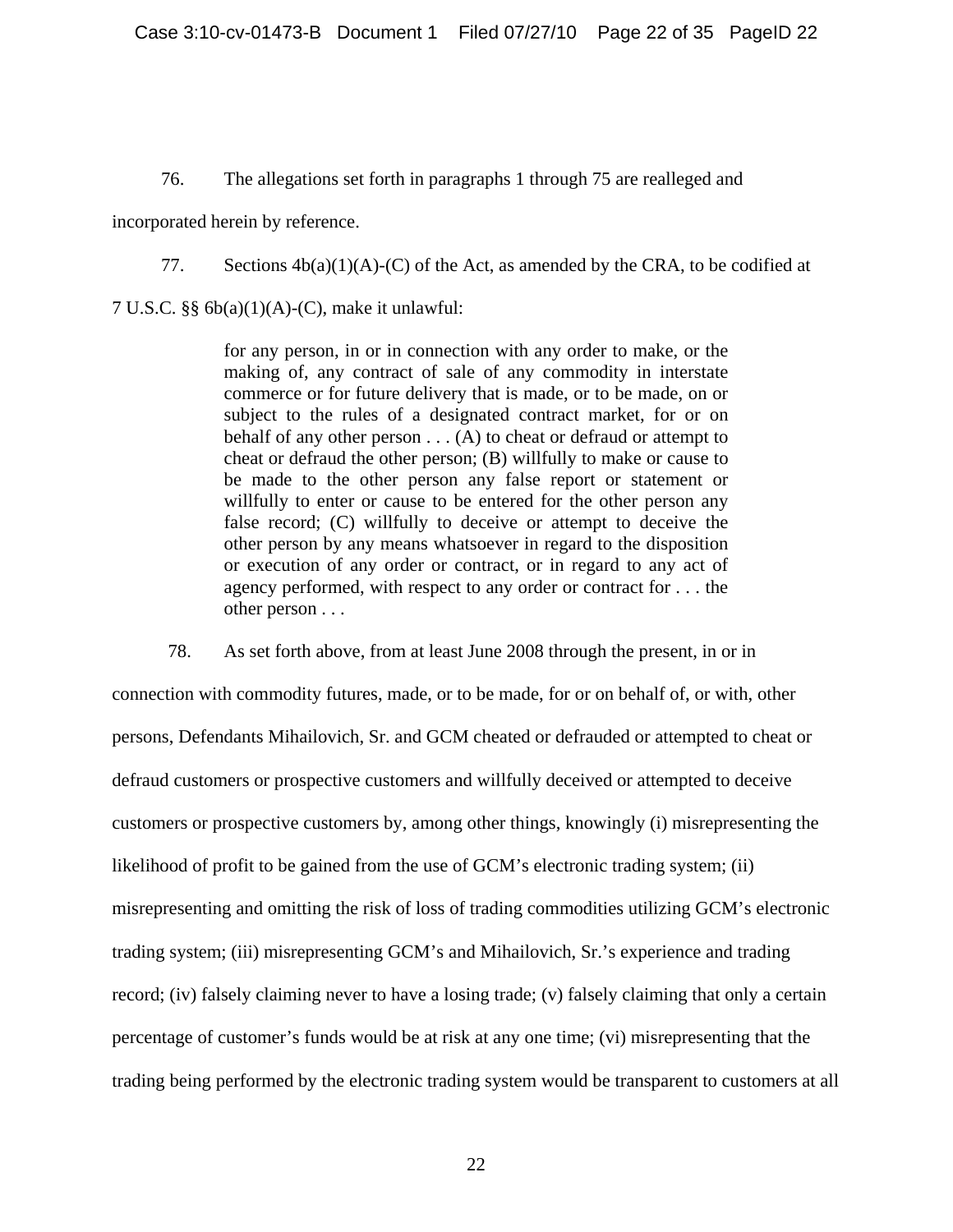76. The allegations set forth in paragraphs 1 through 75 are realleged and incorporated herein by reference.

77. Sections 4b(a)(1)(A)-(C) of the Act, as amended by the CRA, to be codified at 7 U.S.C. §§ 6b(a)(1)(A)-(C), make it unlawful:

> for any person, in or in connection with any order to make, or the making of, any contract of sale of any commodity in interstate commerce or for future delivery that is made, or to be made, on or subject to the rules of a designated contract market, for or on behalf of any other person . . . (A) to cheat or defraud or attempt to cheat or defraud the other person; (B) willfully to make or cause to be made to the other person any false report or statement or willfully to enter or cause to be entered for the other person any false record; (C) willfully to deceive or attempt to deceive the other person by any means whatsoever in regard to the disposition or execution of any order or contract, or in regard to any act of agency performed, with respect to any order or contract for . . . the other person . . .

78. As set forth above, from at least June 2008 through the present, in or in connection with commodity futures, made, or to be made, for or on behalf of, or with, other persons, Defendants Mihailovich, Sr. and GCM cheated or defrauded or attempted to cheat or defraud customers or prospective customers and willfully deceived or attempted to deceive customers or prospective customers by, among other things, knowingly (i) misrepresenting the likelihood of profit to be gained from the use of GCM's electronic trading system; (ii) misrepresenting and omitting the risk of loss of trading commodities utilizing GCM's electronic trading system; (iii) misrepresenting GCM's and Mihailovich, Sr.'s experience and trading record; (iv) falsely claiming never to have a losing trade; (v) falsely claiming that only a certain percentage of customer's funds would be at risk at any one time; (vi) misrepresenting that the trading being performed by the electronic trading system would be transparent to customers at all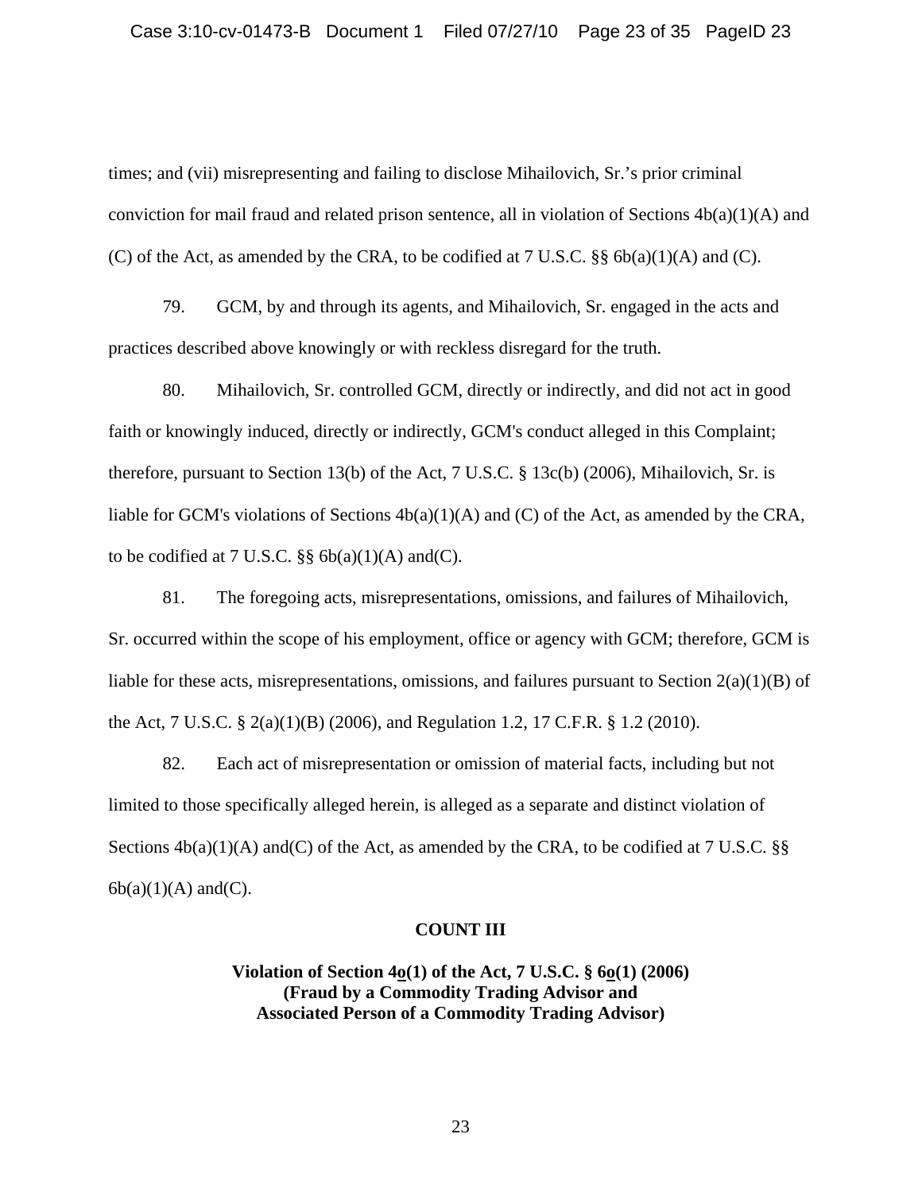times; and (vii) misrepresenting and failing to disclose Mihailovich, Sr.'s prior criminal conviction for mail fraud and related prison sentence, all in violation of Sections 4b(a)(1)(A) and (C) of the Act, as amended by the CRA, to be codified at 7 U.S.C. §§ 6b(a)(1)(A) and (C).

79. GCM, by and through its agents, and Mihailovich, Sr. engaged in the acts and practices described above knowingly or with reckless disregard for the truth.

80. Mihailovich, Sr. controlled GCM, directly or indirectly, and did not act in good faith or knowingly induced, directly or indirectly, GCM's conduct alleged in this Complaint; therefore, pursuant to Section 13(b) of the Act, 7 U.S.C. § 13c(b) (2006), Mihailovich, Sr. is liable for GCM's violations of Sections 4b(a)(1)(A) and (C) of the Act, as amended by the CRA, to be codified at 7 U.S.C. §§ 6b(a)(1)(A) and(C).

81. The foregoing acts, misrepresentations, omissions, and failures of Mihailovich, Sr. occurred within the scope of his employment, office or agency with GCM; therefore, GCM is liable for these acts, misrepresentations, omissions, and failures pursuant to Section 2(a)(1)(B) of the Act, 7 U.S.C. § 2(a)(1)(B) (2006), and Regulation 1.2, 17 C.F.R. § 1.2 (2010).

82. Each act of misrepresentation or omission of material facts, including but not limited to those specifically alleged herein, is alleged as a separate and distinct violation of Sections 4b(a)(1)(A) and(C) of the Act, as amended by the CRA, to be codified at 7 U.S.C. §§ 6b(a)(1)(A) and(C).

## COUNT III

**Violation of Section 4o(1) of the Act, 7 U.S.C. § 6o(1) (2006)**
**(Fraud by a Commodity Trading Advisor and**
**Associated Person of a Commodity Trading Advisor)**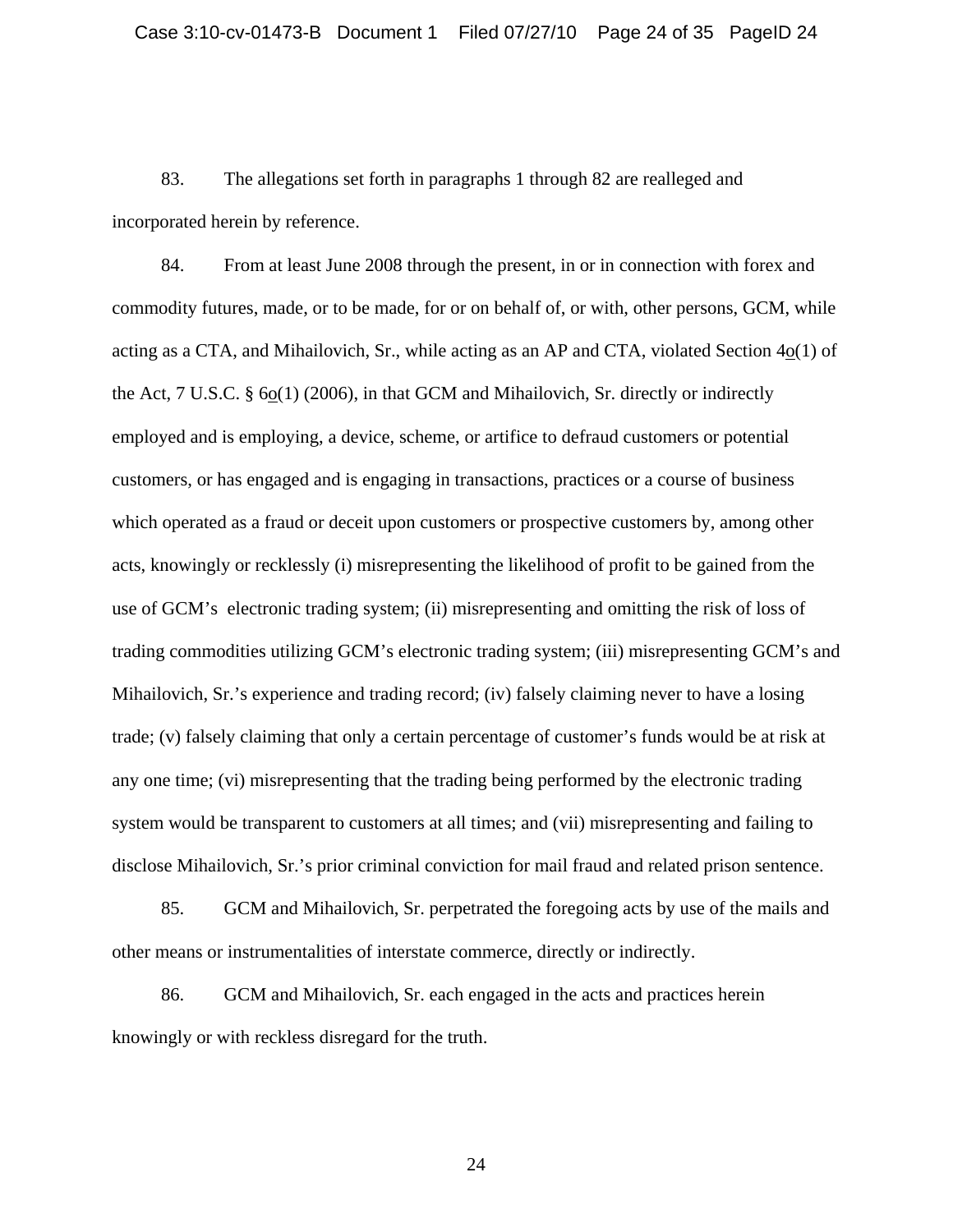83. The allegations set forth in paragraphs 1 through 82 are realleged and incorporated herein by reference.

84. From at least June 2008 through the present, in or in connection with forex and commodity futures, made, or to be made, for or on behalf of, or with, other persons, GCM, while acting as a CTA, and Mihailovich, Sr., while acting as an AP and CTA, violated Section 4o(1) of the Act, 7 U.S.C. § 6o(1) (2006), in that GCM and Mihailovich, Sr. directly or indirectly employed and is employing, a device, scheme, or artifice to defraud customers or potential customers, or has engaged and is engaging in transactions, practices or a course of business which operated as a fraud or deceit upon customers or prospective customers by, among other acts, knowingly or recklessly (i) misrepresenting the likelihood of profit to be gained from the use of GCM's electronic trading system; (ii) misrepresenting and omitting the risk of loss of trading commodities utilizing GCM's electronic trading system; (iii) misrepresenting GCM's and Mihailovich, Sr.'s experience and trading record; (iv) falsely claiming never to have a losing trade; (v) falsely claiming that only a certain percentage of customer's funds would be at risk at any one time; (vi) misrepresenting that the trading being performed by the electronic trading system would be transparent to customers at all times; and (vii) misrepresenting and failing to disclose Mihailovich, Sr.'s prior criminal conviction for mail fraud and related prison sentence.

85. GCM and Mihailovich, Sr. perpetrated the foregoing acts by use of the mails and other means or instrumentalities of interstate commerce, directly or indirectly.

86. GCM and Mihailovich, Sr. each engaged in the acts and practices herein knowingly or with reckless disregard for the truth.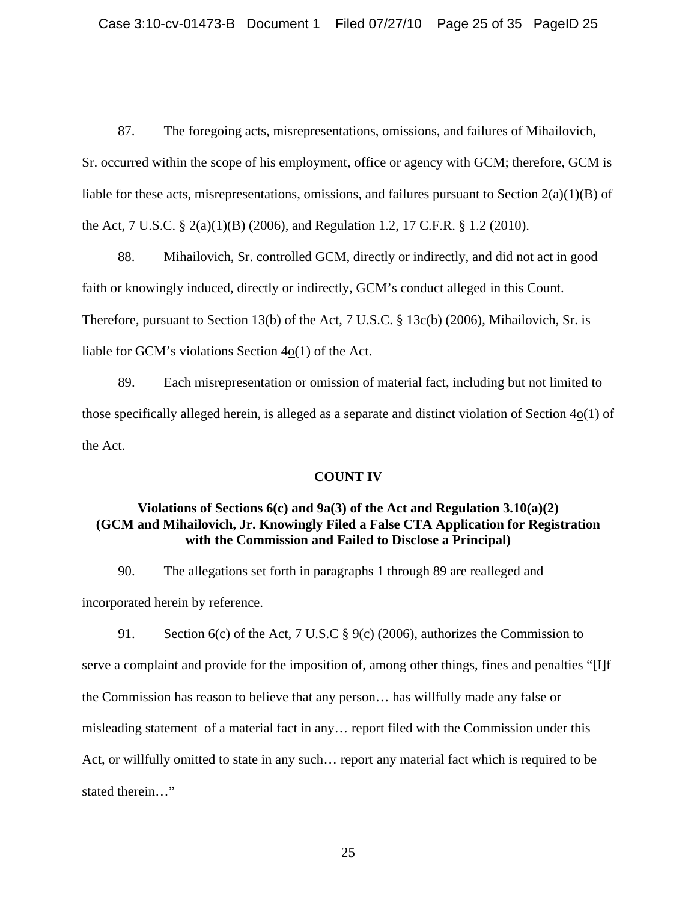87. The foregoing acts, misrepresentations, omissions, and failures of Mihailovich, Sr. occurred within the scope of his employment, office or agency with GCM; therefore, GCM is liable for these acts, misrepresentations, omissions, and failures pursuant to Section 2(a)(1)(B) of the Act, 7 U.S.C. § 2(a)(1)(B) (2006), and Regulation 1.2, 17 C.F.R. § 1.2 (2010).

88. Mihailovich, Sr. controlled GCM, directly or indirectly, and did not act in good faith or knowingly induced, directly or indirectly, GCM's conduct alleged in this Count. Therefore, pursuant to Section 13(b) of the Act, 7 U.S.C. § 13c(b) (2006), Mihailovich, Sr. is liable for GCM's violations Section 4o(1) of the Act.

89. Each misrepresentation or omission of material fact, including but not limited to those specifically alleged herein, is alleged as a separate and distinct violation of Section 4o(1) of the Act.

**COUNT IV**

**Violations of Sections 6(c) and 9a(3) of the Act and Regulation 3.10(a)(2) (GCM and Mihailovich, Jr. Knowingly Filed a False CTA Application for Registration with the Commission and Failed to Disclose a Principal)**

90. The allegations set forth in paragraphs 1 through 89 are realleged and incorporated herein by reference.

91. Section 6(c) of the Act, 7 U.S.C § 9(c) (2006), authorizes the Commission to serve a complaint and provide for the imposition of, among other things, fines and penalties "[I]f the Commission has reason to believe that any person… has willfully made any false or misleading statement of a material fact in any… report filed with the Commission under this Act, or willfully omitted to state in any such… report any material fact which is required to be stated therein…"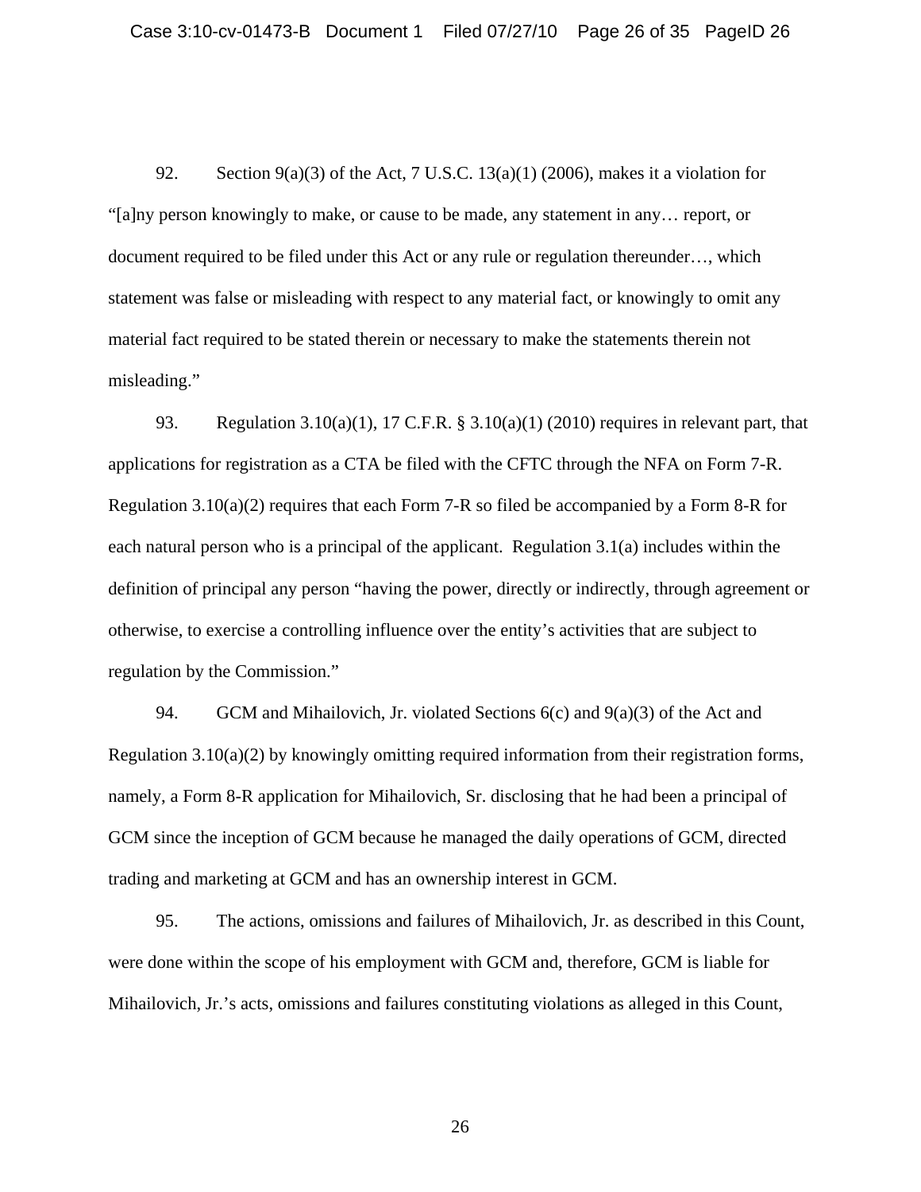92. Section 9(a)(3) of the Act, 7 U.S.C. 13(a)(1) (2006), makes it a violation for "[a]ny person knowingly to make, or cause to be made, any statement in any… report, or document required to be filed under this Act or any rule or regulation thereunder…, which statement was false or misleading with respect to any material fact, or knowingly to omit any material fact required to be stated therein or necessary to make the statements therein not misleading."

93. Regulation 3.10(a)(1), 17 C.F.R. § 3.10(a)(1) (2010) requires in relevant part, that applications for registration as a CTA be filed with the CFTC through the NFA on Form 7-R. Regulation 3.10(a)(2) requires that each Form 7-R so filed be accompanied by a Form 8-R for each natural person who is a principal of the applicant. Regulation 3.1(a) includes within the definition of principal any person "having the power, directly or indirectly, through agreement or otherwise, to exercise a controlling influence over the entity's activities that are subject to regulation by the Commission."

94. GCM and Mihailovich, Jr. violated Sections 6(c) and 9(a)(3) of the Act and Regulation 3.10(a)(2) by knowingly omitting required information from their registration forms, namely, a Form 8-R application for Mihailovich, Sr. disclosing that he had been a principal of GCM since the inception of GCM because he managed the daily operations of GCM, directed trading and marketing at GCM and has an ownership interest in GCM.

95. The actions, omissions and failures of Mihailovich, Jr. as described in this Count, were done within the scope of his employment with GCM and, therefore, GCM is liable for Mihailovich, Jr.'s acts, omissions and failures constituting violations as alleged in this Count,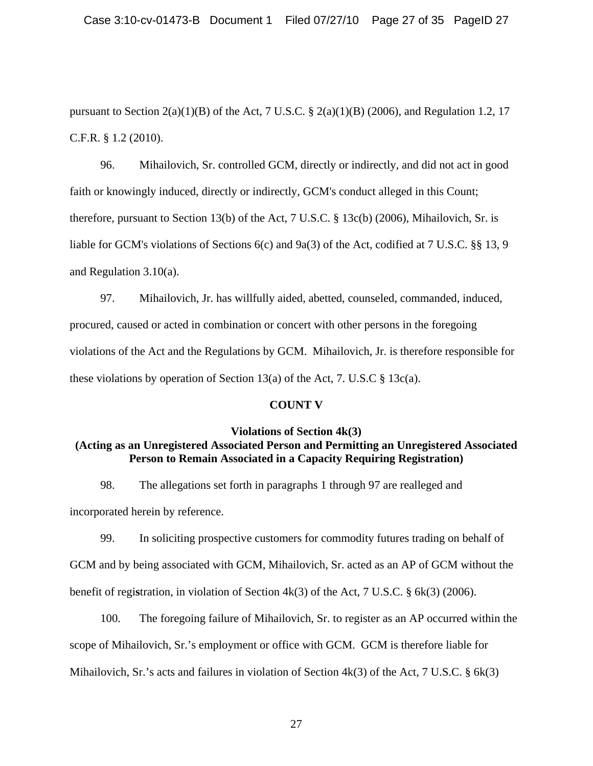pursuant to Section 2(a)(1)(B) of the Act, 7 U.S.C. § 2(a)(1)(B) (2006), and Regulation 1.2, 17 C.F.R. § 1.2 (2010).

96. Mihailovich, Sr. controlled GCM, directly or indirectly, and did not act in good faith or knowingly induced, directly or indirectly, GCM's conduct alleged in this Count; therefore, pursuant to Section 13(b) of the Act, 7 U.S.C. § 13c(b) (2006), Mihailovich, Sr. is liable for GCM's violations of Sections 6(c) and 9a(3) of the Act, codified at 7 U.S.C. §§ 13, 9 and Regulation 3.10(a).

97. Mihailovich, Jr. has willfully aided, abetted, counseled, commanded, induced, procured, caused or acted in combination or concert with other persons in the foregoing violations of the Act and the Regulations by GCM. Mihailovich, Jr. is therefore responsible for these violations by operation of Section 13(a) of the Act, 7. U.S.C § 13c(a).

**COUNT V**

**Violations of Section 4k(3)**
**(Acting as an Unregistered Associated Person and Permitting an Unregistered Associated Person to Remain Associated in a Capacity Requiring Registration)**

98. The allegations set forth in paragraphs 1 through 97 are realleged and incorporated herein by reference.

99. In soliciting prospective customers for commodity futures trading on behalf of GCM and by being associated with GCM, Mihailovich, Sr. acted as an AP of GCM without the benefit of registration, in violation of Section 4k(3) of the Act, 7 U.S.C. § 6k(3) (2006).

100. The foregoing failure of Mihailovich, Sr. to register as an AP occurred within the scope of Mihailovich, Sr.'s employment or office with GCM. GCM is therefore liable for Mihailovich, Sr.'s acts and failures in violation of Section 4k(3) of the Act, 7 U.S.C. § 6k(3)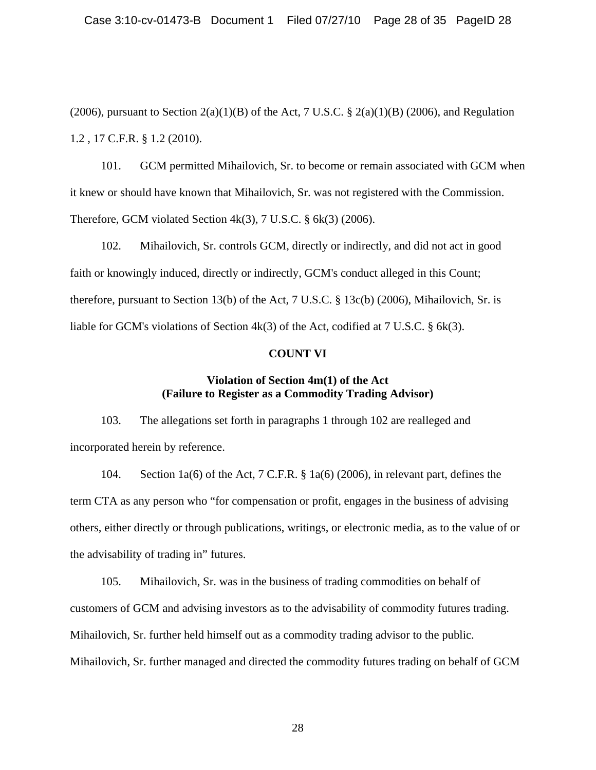(2006), pursuant to Section 2(a)(1)(B) of the Act, 7 U.S.C. § 2(a)(1)(B) (2006), and Regulation 1.2 , 17 C.F.R. § 1.2 (2010).

101. GCM permitted Mihailovich, Sr. to become or remain associated with GCM when it knew or should have known that Mihailovich, Sr. was not registered with the Commission. Therefore, GCM violated Section 4k(3), 7 U.S.C. § 6k(3) (2006).

102. Mihailovich, Sr. controls GCM, directly or indirectly, and did not act in good faith or knowingly induced, directly or indirectly, GCM's conduct alleged in this Count; therefore, pursuant to Section 13(b) of the Act, 7 U.S.C. § 13c(b) (2006), Mihailovich, Sr. is liable for GCM's violations of Section 4k(3) of the Act, codified at 7 U.S.C. § 6k(3).

**COUNT VI**

**Violation of Section 4m(1) of the Act**
**(Failure to Register as a Commodity Trading Advisor)**

103. The allegations set forth in paragraphs 1 through 102 are realleged and incorporated herein by reference.

104. Section 1a(6) of the Act, 7 C.F.R. § 1a(6) (2006), in relevant part, defines the term CTA as any person who "for compensation or profit, engages in the business of advising others, either directly or through publications, writings, or electronic media, as to the value of or the advisability of trading in" futures.

105. Mihailovich, Sr. was in the business of trading commodities on behalf of customers of GCM and advising investors as to the advisability of commodity futures trading. Mihailovich, Sr. further held himself out as a commodity trading advisor to the public. Mihailovich, Sr. further managed and directed the commodity futures trading on behalf of GCM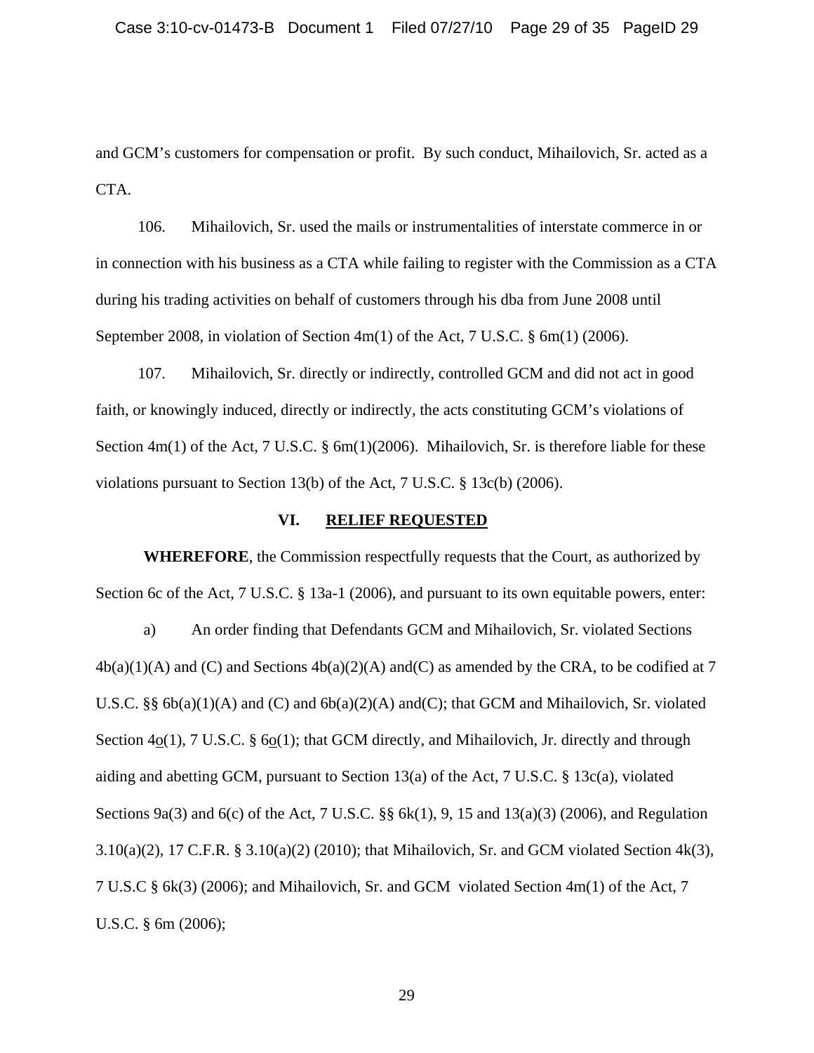and GCM's customers for compensation or profit. By such conduct, Mihailovich, Sr. acted as a CTA.

106. Mihailovich, Sr. used the mails or instrumentalities of interstate commerce in or in connection with his business as a CTA while failing to register with the Commission as a CTA during his trading activities on behalf of customers through his dba from June 2008 until September 2008, in violation of Section 4m(1) of the Act, 7 U.S.C. § 6m(1) (2006).

107. Mihailovich, Sr. directly or indirectly, controlled GCM and did not act in good faith, or knowingly induced, directly or indirectly, the acts constituting GCM's violations of Section 4m(1) of the Act, 7 U.S.C. § 6m(1)(2006). Mihailovich, Sr. is therefore liable for these violations pursuant to Section 13(b) of the Act, 7 U.S.C. § 13c(b) (2006).

## VI. RELIEF REQUESTED

**WHEREFORE**, the Commission respectfully requests that the Court, as authorized by Section 6c of the Act, 7 U.S.C. § 13a-1 (2006), and pursuant to its own equitable powers, enter:

a) An order finding that Defendants GCM and Mihailovich, Sr. violated Sections 4b(a)(1)(A) and (C) and Sections 4b(a)(2)(A) and(C) as amended by the CRA, to be codified at 7 U.S.C. §§ 6b(a)(1)(A) and (C) and 6b(a)(2)(A) and(C); that GCM and Mihailovich, Sr. violated Section 4o(1), 7 U.S.C. § 6o(1); that GCM directly, and Mihailovich, Jr. directly and through aiding and abetting GCM, pursuant to Section 13(a) of the Act, 7 U.S.C. § 13c(a), violated Sections 9a(3) and 6(c) of the Act, 7 U.S.C. §§ 6k(1), 9, 15 and 13(a)(3) (2006), and Regulation 3.10(a)(2), 17 C.F.R. § 3.10(a)(2) (2010); that Mihailovich, Sr. and GCM violated Section 4k(3), 7 U.S.C § 6k(3) (2006); and Mihailovich, Sr. and GCM violated Section 4m(1) of the Act, 7 U.S.C. § 6m (2006);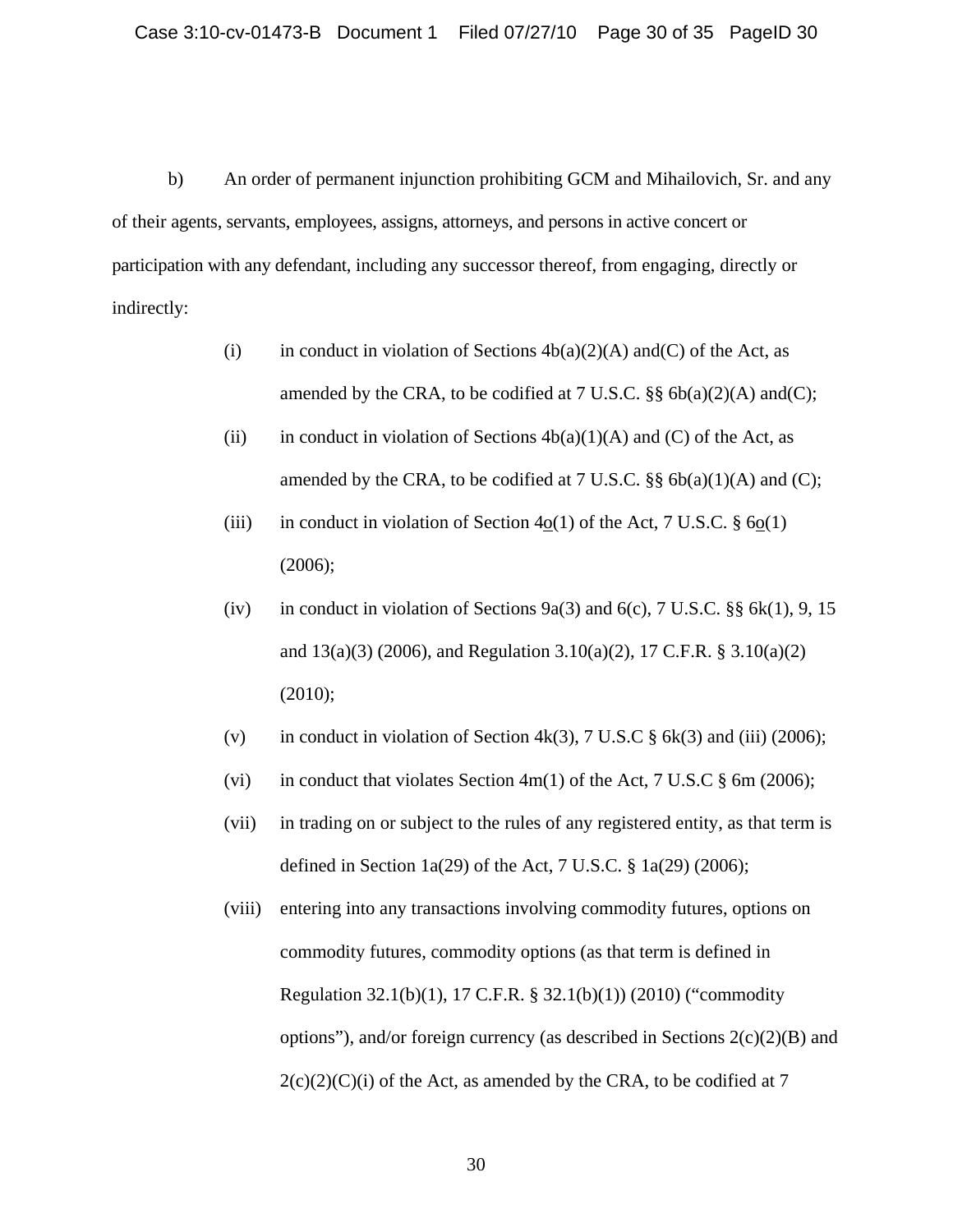b) An order of permanent injunction prohibiting GCM and Mihailovich, Sr. and any of their agents, servants, employees, assigns, attorneys, and persons in active concert or participation with any defendant, including any successor thereof, from engaging, directly or indirectly:

(i) in conduct in violation of Sections 4b(a)(2)(A) and(C) of the Act, as amended by the CRA, to be codified at 7 U.S.C. §§ 6b(a)(2)(A) and(C);

(ii) in conduct in violation of Sections 4b(a)(1)(A) and (C) of the Act, as amended by the CRA, to be codified at 7 U.S.C. §§ 6b(a)(1)(A) and (C);

(iii) in conduct in violation of Section 4o(1) of the Act, 7 U.S.C. § 6o(1) (2006);

(iv) in conduct in violation of Sections 9a(3) and 6(c), 7 U.S.C. §§ 6k(1), 9, 15 and 13(a)(3) (2006), and Regulation 3.10(a)(2), 17 C.F.R. § 3.10(a)(2) (2010);

(v) in conduct in violation of Section 4k(3), 7 U.S.C § 6k(3) and (iii) (2006);

(vi) in conduct that violates Section 4m(1) of the Act, 7 U.S.C § 6m (2006);

(vii) in trading on or subject to the rules of any registered entity, as that term is defined in Section 1a(29) of the Act, 7 U.S.C. § 1a(29) (2006);

(viii) entering into any transactions involving commodity futures, options on commodity futures, commodity options (as that term is defined in Regulation 32.1(b)(1), 17 C.F.R. § 32.1(b)(1)) (2010) ("commodity options"), and/or foreign currency (as described in Sections 2(c)(2)(B) and 2(c)(2)(C)(i) of the Act, as amended by the CRA, to be codified at 7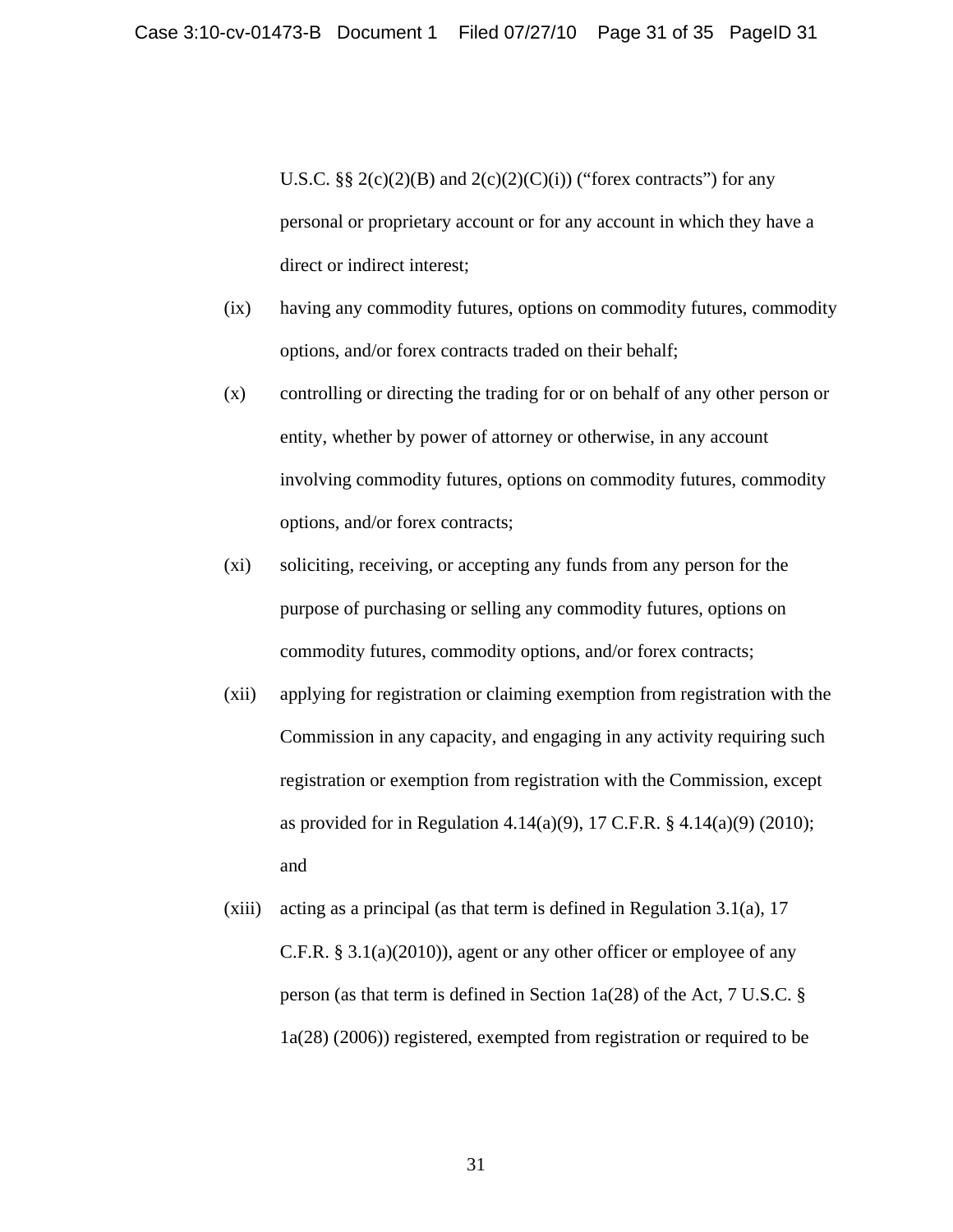U.S.C. §§ 2(c)(2)(B) and 2(c)(2)(C)(i)) ("forex contracts") for any personal or proprietary account or for any account in which they have a direct or indirect interest;

(ix) having any commodity futures, options on commodity futures, commodity options, and/or forex contracts traded on their behalf;

(x) controlling or directing the trading for or on behalf of any other person or entity, whether by power of attorney or otherwise, in any account involving commodity futures, options on commodity futures, commodity options, and/or forex contracts;

(xi) soliciting, receiving, or accepting any funds from any person for the purpose of purchasing or selling any commodity futures, options on commodity futures, commodity options, and/or forex contracts;

(xii) applying for registration or claiming exemption from registration with the Commission in any capacity, and engaging in any activity requiring such registration or exemption from registration with the Commission, except as provided for in Regulation 4.14(a)(9), 17 C.F.R. § 4.14(a)(9) (2010); and

(xiii) acting as a principal (as that term is defined in Regulation 3.1(a), 17 C.F.R. § 3.1(a)(2010)), agent or any other officer or employee of any person (as that term is defined in Section 1a(28) of the Act, 7 U.S.C. § 1a(28) (2006)) registered, exempted from registration or required to be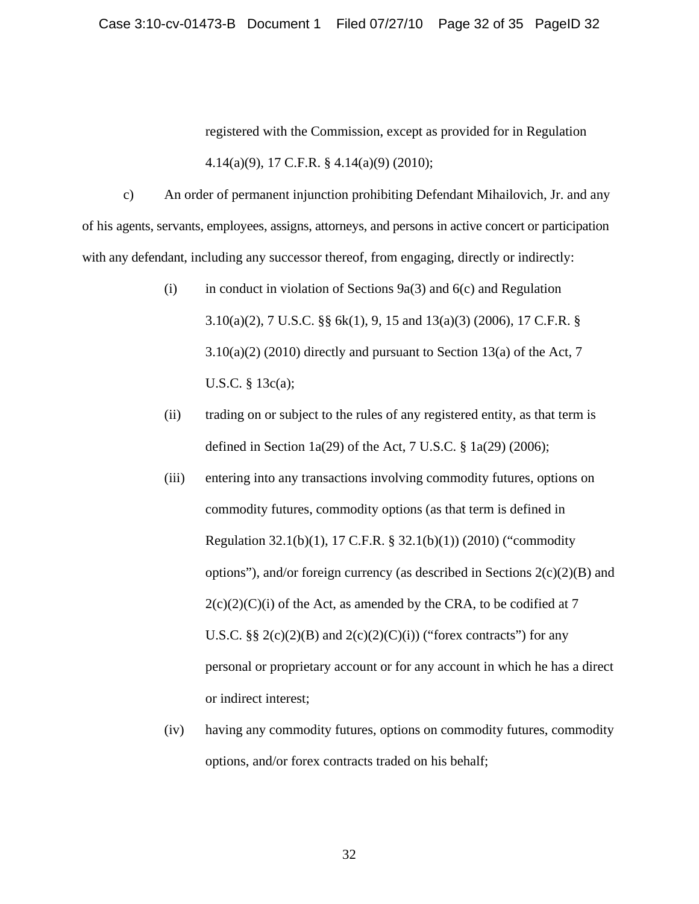registered with the Commission, except as provided for in Regulation 4.14(a)(9), 17 C.F.R. § 4.14(a)(9) (2010);

c) An order of permanent injunction prohibiting Defendant Mihailovich, Jr. and any of his agents, servants, employees, assigns, attorneys, and persons in active concert or participation with any defendant, including any successor thereof, from engaging, directly or indirectly:

(i) in conduct in violation of Sections 9a(3) and 6(c) and Regulation 3.10(a)(2), 7 U.S.C. §§ 6k(1), 9, 15 and 13(a)(3) (2006), 17 C.F.R. § 3.10(a)(2) (2010) directly and pursuant to Section 13(a) of the Act, 7 U.S.C. § 13c(a);

(ii) trading on or subject to the rules of any registered entity, as that term is defined in Section 1a(29) of the Act, 7 U.S.C. § 1a(29) (2006);

(iii) entering into any transactions involving commodity futures, options on commodity futures, commodity options (as that term is defined in Regulation 32.1(b)(1), 17 C.F.R. § 32.1(b)(1)) (2010) ("commodity options"), and/or foreign currency (as described in Sections 2(c)(2)(B) and 2(c)(2)(C)(i) of the Act, as amended by the CRA, to be codified at 7 U.S.C. §§ 2(c)(2)(B) and 2(c)(2)(C)(i)) ("forex contracts") for any personal or proprietary account or for any account in which he has a direct or indirect interest;

(iv) having any commodity futures, options on commodity futures, commodity options, and/or forex contracts traded on his behalf;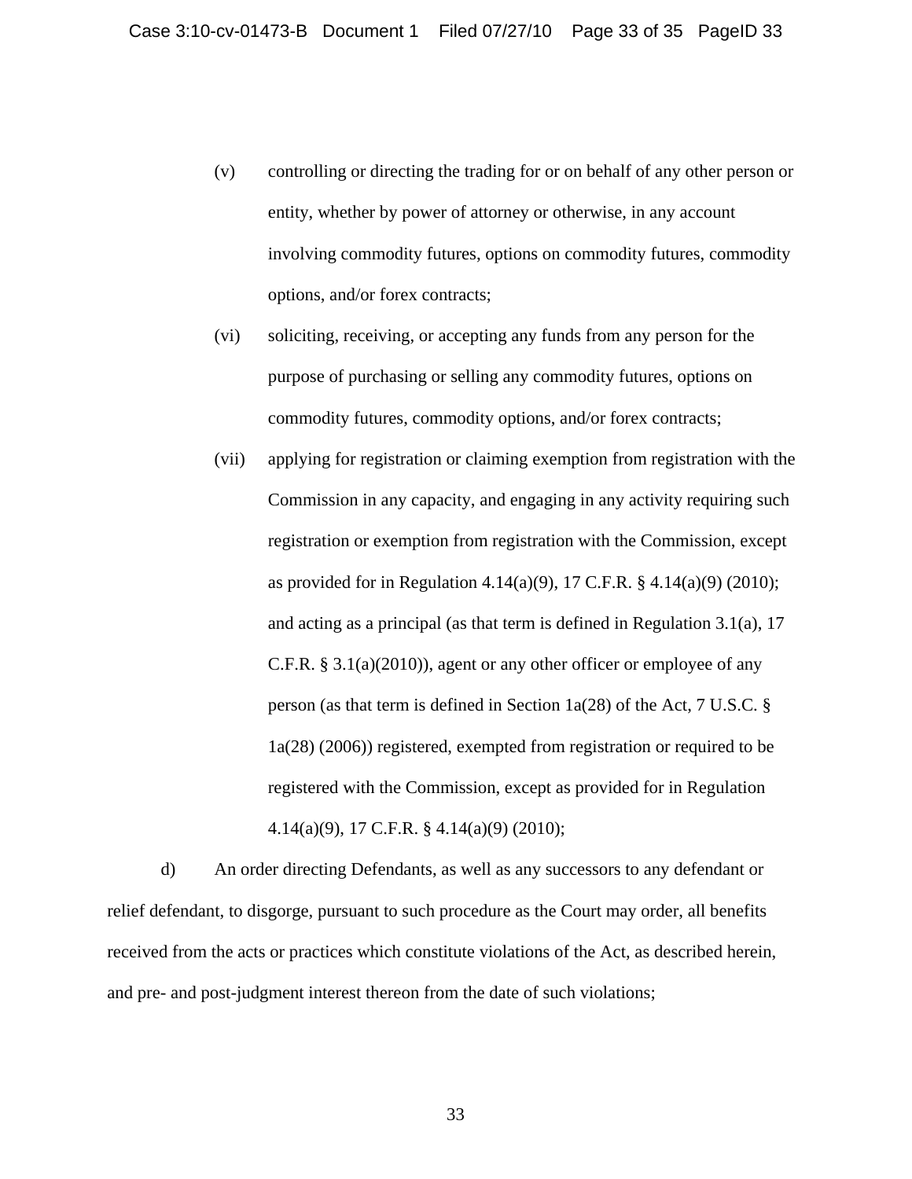(v) controlling or directing the trading for or on behalf of any other person or entity, whether by power of attorney or otherwise, in any account involving commodity futures, options on commodity futures, commodity options, and/or forex contracts;

(vi) soliciting, receiving, or accepting any funds from any person for the purpose of purchasing or selling any commodity futures, options on commodity futures, commodity options, and/or forex contracts;

(vii) applying for registration or claiming exemption from registration with the Commission in any capacity, and engaging in any activity requiring such registration or exemption from registration with the Commission, except as provided for in Regulation 4.14(a)(9), 17 C.F.R. § 4.14(a)(9) (2010); and acting as a principal (as that term is defined in Regulation 3.1(a), 17 C.F.R. § 3.1(a)(2010)), agent or any other officer or employee of any person (as that term is defined in Section 1a(28) of the Act, 7 U.S.C. § 1a(28) (2006)) registered, exempted from registration or required to be registered with the Commission, except as provided for in Regulation 4.14(a)(9), 17 C.F.R. § 4.14(a)(9) (2010);

d) An order directing Defendants, as well as any successors to any defendant or relief defendant, to disgorge, pursuant to such procedure as the Court may order, all benefits received from the acts or practices which constitute violations of the Act, as described herein, and pre- and post-judgment interest thereon from the date of such violations;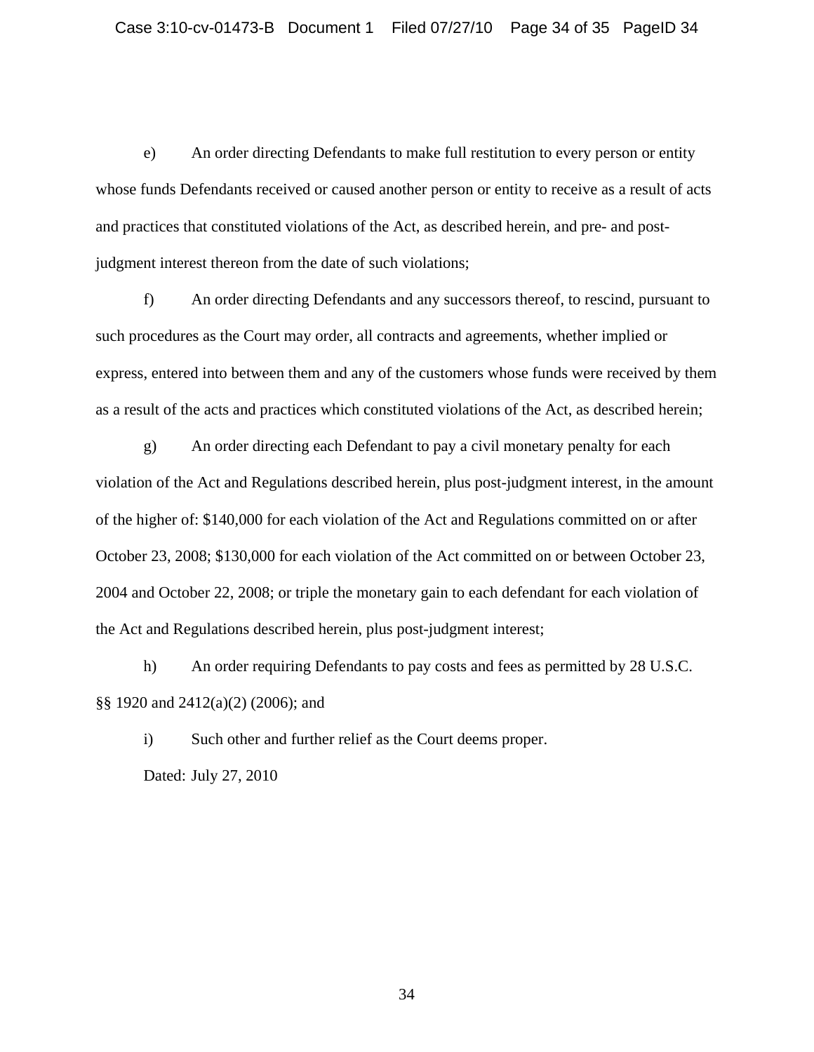e) An order directing Defendants to make full restitution to every person or entity whose funds Defendants received or caused another person or entity to receive as a result of acts and practices that constituted violations of the Act, as described herein, and pre- and post-judgment interest thereon from the date of such violations;

f) An order directing Defendants and any successors thereof, to rescind, pursuant to such procedures as the Court may order, all contracts and agreements, whether implied or express, entered into between them and any of the customers whose funds were received by them as a result of the acts and practices which constituted violations of the Act, as described herein;

g) An order directing each Defendant to pay a civil monetary penalty for each violation of the Act and Regulations described herein, plus post-judgment interest, in the amount of the higher of: $140,000 for each violation of the Act and Regulations committed on or after October 23, 2008; $130,000 for each violation of the Act committed on or between October 23, 2004 and October 22, 2008; or triple the monetary gain to each defendant for each violation of the Act and Regulations described herein, plus post-judgment interest;

h) An order requiring Defendants to pay costs and fees as permitted by 28 U.S.C. §§ 1920 and 2412(a)(2) (2006); and

i) Such other and further relief as the Court deems proper.

Dated: July 27, 2010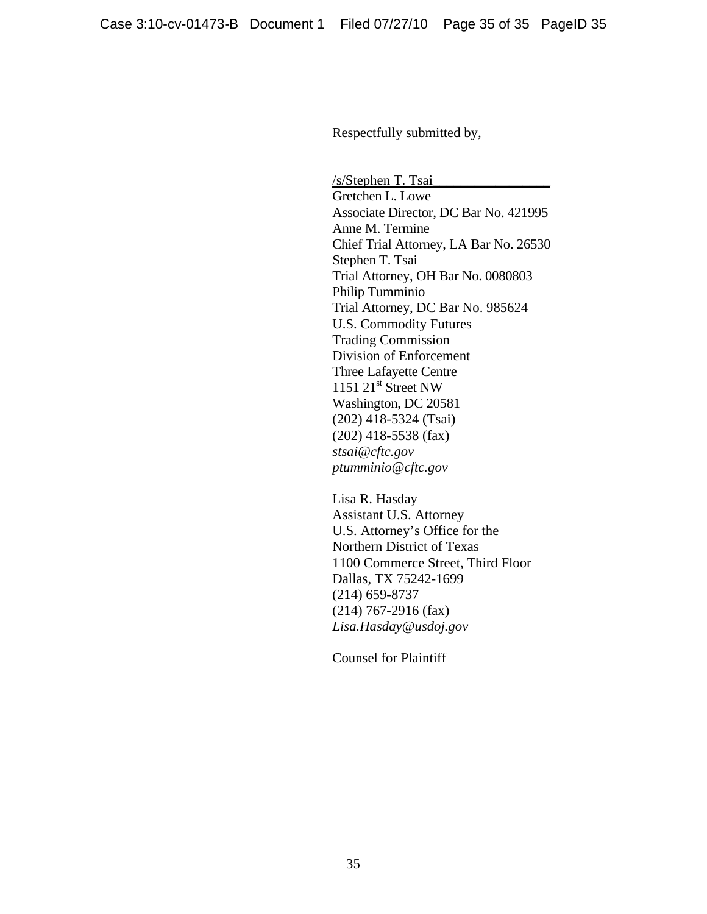Respectfully submitted by,

/s/Stephen T. Tsai_________________
Gretchen L. Lowe
Associate Director, DC Bar No. 421995
Anne M. Termine
Chief Trial Attorney, LA Bar No. 26530
Stephen T. Tsai
Trial Attorney, OH Bar No. 0080803
Philip Tumminio
Trial Attorney, DC Bar No. 985624
U.S. Commodity Futures
Trading Commission
Division of Enforcement
Three Lafayette Centre
1151 21st Street NW
Washington, DC 20581
(202) 418-5324 (Tsai)
(202) 418-5538 (fax)
*stsai@cftc.gov*
*ptumminio@cftc.gov*

Lisa R. Hasday
Assistant U.S. Attorney
U.S. Attorney's Office for the
Northern District of Texas
1100 Commerce Street, Third Floor
Dallas, TX 75242-1699
(214) 659-8737
(214) 767-2916 (fax)
*Lisa.Hasday@usdoj.gov*

Counsel for Plaintiff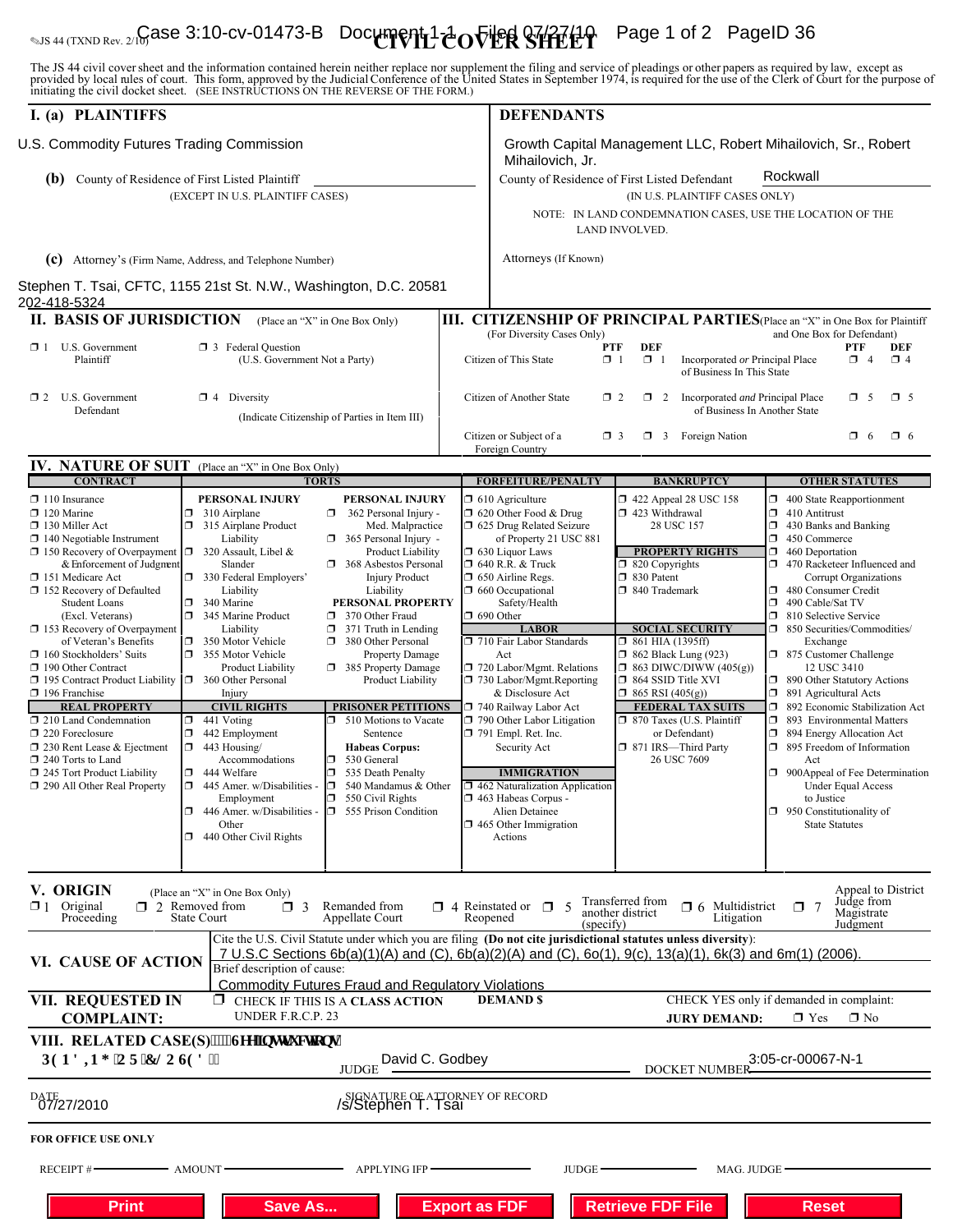JS 44 (TXND Rev. 2/10)

# CIVIL COVER SHEET

The JS 44 civil cover sheet and the information contained herein neither replace nor supplement the filing and service of pleadings or other papers as required by law, except as provided by local rules of court. This form, approved by the Judicial Conference of the United States in September 1974, is required for the use of the Clerk of Court for the purpose of initiating the civil docket sheet. (SEE INSTRUCTIONS ON THE REVERSE OF THE FORM.)

## I. (a) PLAINTIFFS

U.S. Commodity Futures Trading Commission

**(b)** County of Residence of First Listed Plaintiff
(EXCEPT IN U.S. PLAINTIFF CASES)

**(c)** Attorney's (Firm Name, Address, and Telephone Number)

Stephen T. Tsai, CFTC, 1155 21st St. N.W., Washington, D.C. 20581
202-418-5324

## DEFENDANTS

Growth Capital Management LLC, Robert Mihailovich, Sr., Robert Mihailovich, Jr.

County of Residence of First Listed Defendant: Rockwall
(IN U.S. PLAINTIFF CASES ONLY)

NOTE: IN LAND CONDEMNATION CASES, USE THE LOCATION OF THE LAND INVOLVED.

Attorneys (If Known)

## II. BASIS OF JURISDICTION (Place an "X" in One Box Only)

- ❒ 1 U.S. Government Plaintiff
- ❒ 3 Federal Question (U.S. Government Not a Party)
- ❒ 2 U.S. Government Defendant
- ❒ 4 Diversity (Indicate Citizenship of Parties in Item III)

## III. CITIZENSHIP OF PRINCIPAL PARTIES (Place an "X" in One Box for Plaintiff and One Box for Defendant) (For Diversity Cases Only)

| | PTF | DEF | | PTF | DEF |
|---|---|---|---|---|---|
| Citizen of This State | ❒ 1 | ❒ 1 | Incorporated *or* Principal Place of Business In This State | ❒ 4 | ❒ 4 |
| Citizen of Another State | ❒ 2 | ❒ 2 | Incorporated *and* Principal Place of Business In Another State | ❒ 5 | ❒ 5 |
| Citizen or Subject of a Foreign Country | ❒ 3 | ❒ 3 | Foreign Nation | ❒ 6 | ❒ 6 |

## IV. NATURE OF SUIT (Place an "X" in One Box Only)

**CONTRACT**
- ❒ 110 Insurance
- ❒ 120 Marine
- ❒ 130 Miller Act
- ❒ 140 Negotiable Instrument
- ❒ 150 Recovery of Overpayment & Enforcement of Judgment
- ❒ 151 Medicare Act
- ❒ 152 Recovery of Defaulted Student Loans (Excl. Veterans)
- ❒ 153 Recovery of Overpayment of Veteran's Benefits
- ❒ 160 Stockholders' Suits
- ❒ 190 Other Contract
- ❒ 195 Contract Product Liability
- ❒ 196 Franchise

**REAL PROPERTY**
- ❒ 210 Land Condemnation
- ❒ 220 Foreclosure
- ❒ 230 Rent Lease & Ejectment
- ❒ 240 Torts to Land
- ❒ 245 Tort Product Liability
- ❒ 290 All Other Real Property

**TORTS**

PERSONAL INJURY
- ❒ 310 Airplane
- ❒ 315 Airplane Product Liability
- ❒ 320 Assault, Libel & Slander
- ❒ 330 Federal Employers' Liability
- ❒ 340 Marine
- ❒ 345 Marine Product Liability
- ❒ 350 Motor Vehicle
- ❒ 355 Motor Vehicle Product Liability
- ❒ 360 Other Personal Injury

PERSONAL INJURY
- ❒ 362 Personal Injury - Med. Malpractice
- ❒ 365 Personal Injury - Product Liability
- ❒ 368 Asbestos Personal Injury Product Liability

PERSONAL PROPERTY
- ❒ 370 Other Fraud
- ❒ 371 Truth in Lending
- ❒ 380 Other Personal Property Damage
- ❒ 385 Property Damage Product Liability

**CIVIL RIGHTS**
- ❒ 441 Voting
- ❒ 442 Employment
- ❒ 443 Housing/ Accommodations
- ❒ 444 Welfare
- ❒ 445 Amer. w/Disabilities - Employment
- ❒ 446 Amer. w/Disabilities - Other
- ❒ 440 Other Civil Rights

**PRISONER PETITIONS**
- ❒ 510 Motions to Vacate Sentence

Habeas Corpus:
- ❒ 530 General
- ❒ 535 Death Penalty
- ❒ 540 Mandamus & Other
- ❒ 550 Civil Rights
- ❒ 555 Prison Condition

**FORFEITURE/PENALTY**
- ❒ 610 Agriculture
- ❒ 620 Other Food & Drug
- ❒ 625 Drug Related Seizure of Property 21 USC 881
- ❒ 630 Liquor Laws
- ❒ 640 R.R. & Truck
- ❒ 650 Airline Regs.
- ❒ 660 Occupational Safety/Health
- ❒ 690 Other

**LABOR**
- ❒ 710 Fair Labor Standards Act
- ❒ 720 Labor/Mgmt. Relations
- ❒ 730 Labor/Mgmt.Reporting & Disclosure Act
- ❒ 740 Railway Labor Act
- ❒ 790 Other Labor Litigation
- ❒ 791 Empl. Ret. Inc. Security Act

**IMMIGRATION**
- ❒ 462 Naturalization Application
- ❒ 463 Habeas Corpus - Alien Detainee
- ❒ 465 Other Immigration Actions

**BANKRUPTCY**
- ❒ 422 Appeal 28 USC 158
- ❒ 423 Withdrawal 28 USC 157

**PROPERTY RIGHTS**
- ❒ 820 Copyrights
- ❒ 830 Patent
- ❒ 840 Trademark

**SOCIAL SECURITY**
- ❒ 861 HIA (1395ff)
- ❒ 862 Black Lung (923)
- ❒ 863 DIWC/DIWW (405(g))
- ❒ 864 SSID Title XVI
- ❒ 865 RSI (405(g))

**FEDERAL TAX SUITS**
- ❒ 870 Taxes (U.S. Plaintiff or Defendant)
- ❒ 871 IRS—Third Party 26 USC 7609

**OTHER STATUTES**
- ❒ 400 State Reapportionment
- ❒ 410 Antitrust
- ❒ 430 Banks and Banking
- ❒ 450 Commerce
- ❒ 460 Deportation
- ❒ 470 Racketeer Influenced and Corrupt Organizations
- ❒ 480 Consumer Credit
- ❒ 490 Cable/Sat TV
- ❒ 810 Selective Service
- ❒ 850 Securities/Commodities/ Exchange
- ❒ 875 Customer Challenge 12 USC 3410
- ❒ 890 Other Statutory Actions
- ❒ 891 Agricultural Acts
- ❒ 892 Economic Stabilization Act
- ❒ 893 Environmental Matters
- ❒ 894 Energy Allocation Act
- ❒ 895 Freedom of Information Act
- ❒ 900Appeal of Fee Determination Under Equal Access to Justice
- ❒ 950 Constitutionality of State Statutes

## V. ORIGIN (Place an "X" in One Box Only)

- ❒ 1 Original Proceeding
- ❒ 2 Removed from State Court
- ❒ 3 Remanded from Appellate Court
- ❒ 4 Reinstated or Reopened
- ❒ 5 Transferred from another district (specify)
- ❒ 6 Multidistrict Litigation
- ❒ 7 Appeal to District Judge from Magistrate Judgment

## VI. CAUSE OF ACTION

Cite the U.S. Civil Statute under which you are filing **(Do not cite jurisdictional statutes unless diversity)**:
7 U.S.C Sections 6b(a)(1)(A) and (C), 6b(a)(2)(A) and (C), 6o(1), 9(c), 13a(1), 6k(3) and 6m(1) (2006).

Brief description of cause:
Commodity Futures Fraud and Regulatory Violations

## VII. REQUESTED IN COMPLAINT:

❒ CHECK IF THIS IS A **CLASS ACTION** UNDER F.R.C.P. 23

**DEMAND $**

CHECK YES only if demanded in complaint:
**JURY DEMAND:** ❒ Yes ❒ No

## VIII. RELATED CASE(S) PENDING OR CLOSED:

JUDGE: David C. Godbey
DOCKET NUMBER: 3:05-cr-00067-N-1

DATE: 07/27/2010
SIGNATURE OF ATTORNEY OF RECORD: /s/Stephen T. Tsai

**FOR OFFICE USE ONLY**

RECEIPT # ______ AMOUNT ______ APPLYING IFP ______ JUDGE ______ MAG. JUDGE ______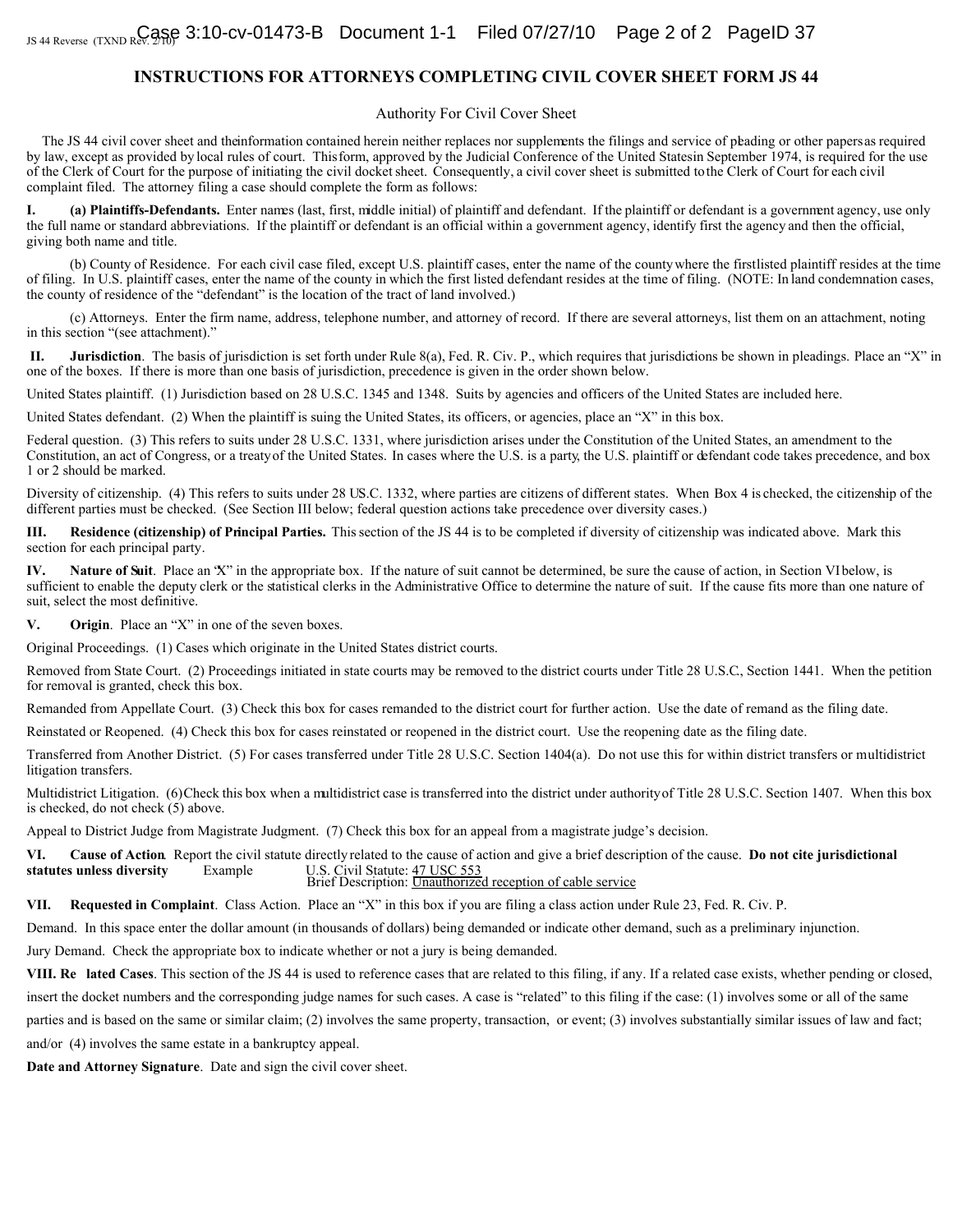## INSTRUCTIONS FOR ATTORNEYS COMPLETING CIVIL COVER SHEET FORM JS 44

Authority For Civil Cover Sheet

The JS 44 civil cover sheet and theinformation contained herein neither replaces nor supplements the filings and service of pleading or other papersas required by law, except as provided by local rules of court. Thisform, approved by the Judicial Conference of the United Statesin September 1974, is required for the use of the Clerk of Court for the purpose of initiating the civil docket sheet. Consequently, a civil cover sheet is submitted tothe Clerk of Court for each civil complaint filed. The attorney filing a case should complete the form as follows:

**I. (a) Plaintiffs-Defendants.** Enter names (last, first, middle initial) of plaintiff and defendant. If the plaintiff or defendant is a government agency, use only the full name or standard abbreviations. If the plaintiff or defendant is an official within a government agency, identify first the agency and then the official, giving both name and title.

(b) County of Residence. For each civil case filed, except U.S. plaintiff cases, enter the name of the countywhere the firstlisted plaintiff resides at the time of filing. In U.S. plaintiff cases, enter the name of the county in which the first listed defendant resides at the time of filing. (NOTE: In land condemnation cases, the county of residence of the "defendant" is the location of the tract of land involved.)

(c) Attorneys. Enter the firm name, address, telephone number, and attorney of record. If there are several attorneys, list them on an attachment, noting in this section "(see attachment)."

**II. Jurisdiction**. The basis of jurisdiction is set forth under Rule 8(a), Fed. R. Civ. P., which requires that jurisdictions be shown in pleadings. Place an "X" in one of the boxes. If there is more than one basis of jurisdiction, precedence is given in the order shown below.

United States plaintiff. (1) Jurisdiction based on 28 U.S.C. 1345 and 1348. Suits by agencies and officers of the United States are included here.

United States defendant. (2) When the plaintiff is suing the United States, its officers, or agencies, place an "X" in this box.

Federal question. (3) This refers to suits under 28 U.S.C. 1331, where jurisdiction arises under the Constitution of the United States, an amendment to the Constitution, an act of Congress, or a treatyof the United States. In cases where the U.S. is a party, the U.S. plaintiff or defendant code takes precedence, and box 1 or 2 should be marked.

Diversity of citizenship. (4) This refers to suits under 28 US.C. 1332, where parties are citizens of different states. When Box 4 is checked, the citizenship of the different parties must be checked. (See Section III below; federal question actions take precedence over diversity cases.)

**III. Residence (citizenship) of Principal Parties.** This section of the JS 44 is to be completed if diversity of citizenship was indicated above. Mark this section for each principal party.

**IV. Nature of Suit**. Place an "X" in the appropriate box. If the nature of suit cannot be determined, be sure the cause of action, in Section VIbelow, is sufficient to enable the deputy clerk or the statistical clerks in the Administrative Office to determine the nature of suit. If the cause fits more than one nature of suit, select the most definitive.

**V. Origin**. Place an "X" in one of the seven boxes.

Original Proceedings. (1) Cases which originate in the United States district courts.

Removed from State Court. (2) Proceedings initiated in state courts may be removed to the district courts under Title 28 U.S.C, Section 1441. When the petition for removal is granted, check this box.

Remanded from Appellate Court. (3) Check this box for cases remanded to the district court for further action. Use the date of remand as the filing date.

Reinstated or Reopened. (4) Check this box for cases reinstated or reopened in the district court. Use the reopening date as the filing date.

Transferred from Another District. (5) For cases transferred under Title 28 U.S.C. Section 1404(a). Do not use this for within district transfers or multidistrict litigation transfers.

Multidistrict Litigation. (6)Check this box when a multidistrict case is transferred into the district under authorityof Title 28 U.S.C. Section 1407. When this box is checked, do not check (5) above.

Appeal to District Judge from Magistrate Judgment. (7) Check this box for an appeal from a magistrate judge's decision.

**VI. Cause of Action**. Report the civil statute directlyrelated to the cause of action and give a brief description of the cause. **Do not cite jurisdictional statutes unless diversity** Example U.S. Civil Statute: 47 USC 553
Brief Description: Unauthorized reception of cable service

**VII. Requested in Complaint**. Class Action. Place an "X" in this box if you are filing a class action under Rule 23, Fed. R. Civ. P.

Demand. In this space enter the dollar amount (in thousands of dollars) being demanded or indicate other demand, such as a preliminary injunction.

Jury Demand. Check the appropriate box to indicate whether or not a jury is being demanded.

**VIII. Related Cases**. This section of the JS 44 is used to reference cases that are related to this filing, if any. If a related case exists, whether pending or closed, insert the docket numbers and the corresponding judge names for such cases. A case is "related" to this filing if the case: (1) involves some or all of the same parties and is based on the same or similar claim; (2) involves the same property, transaction, or event; (3) involves substantially similar issues of law and fact; and/or (4) involves the same estate in a bankruptcy appeal.

**Date and Attorney Signature**. Date and sign the civil cover sheet.